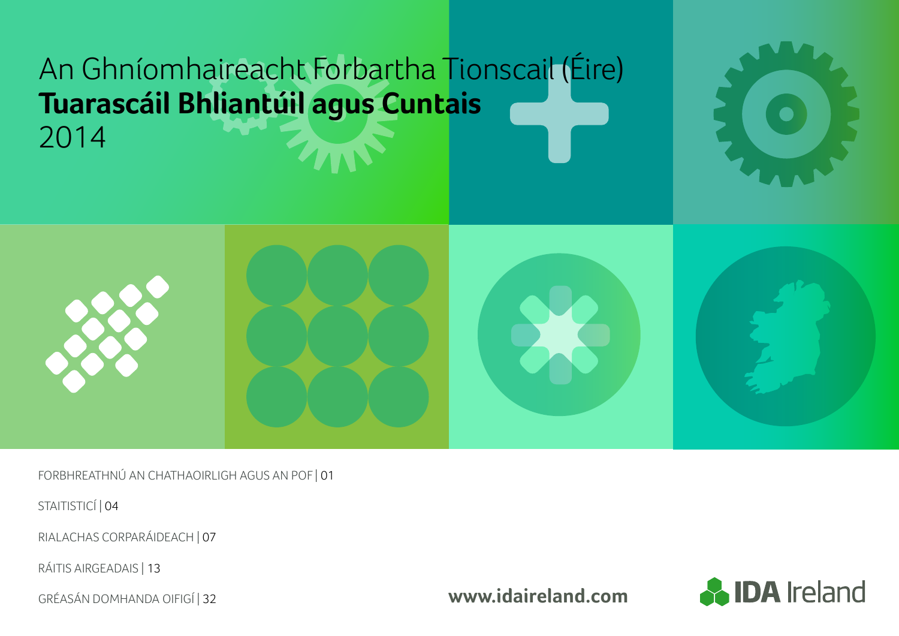# An Ghníomhaireacht Forbartha Tionscail (Éire)
## **Tuarascáil Bhliantúil agus Cuntais**
## 2014

FORBHREATHNÚ AN CHATHAOIRLIGH AGUS AN POF | 01

STAITISTICÍ | 04

RIALACHAS CORPARÁIDEACH | 07

RÁITIS AIRGEADAIS | 13

GRÉASÁN DOMHANDA OIFIGÍ | 32

**www.idaireland.com**

**IDA** Ireland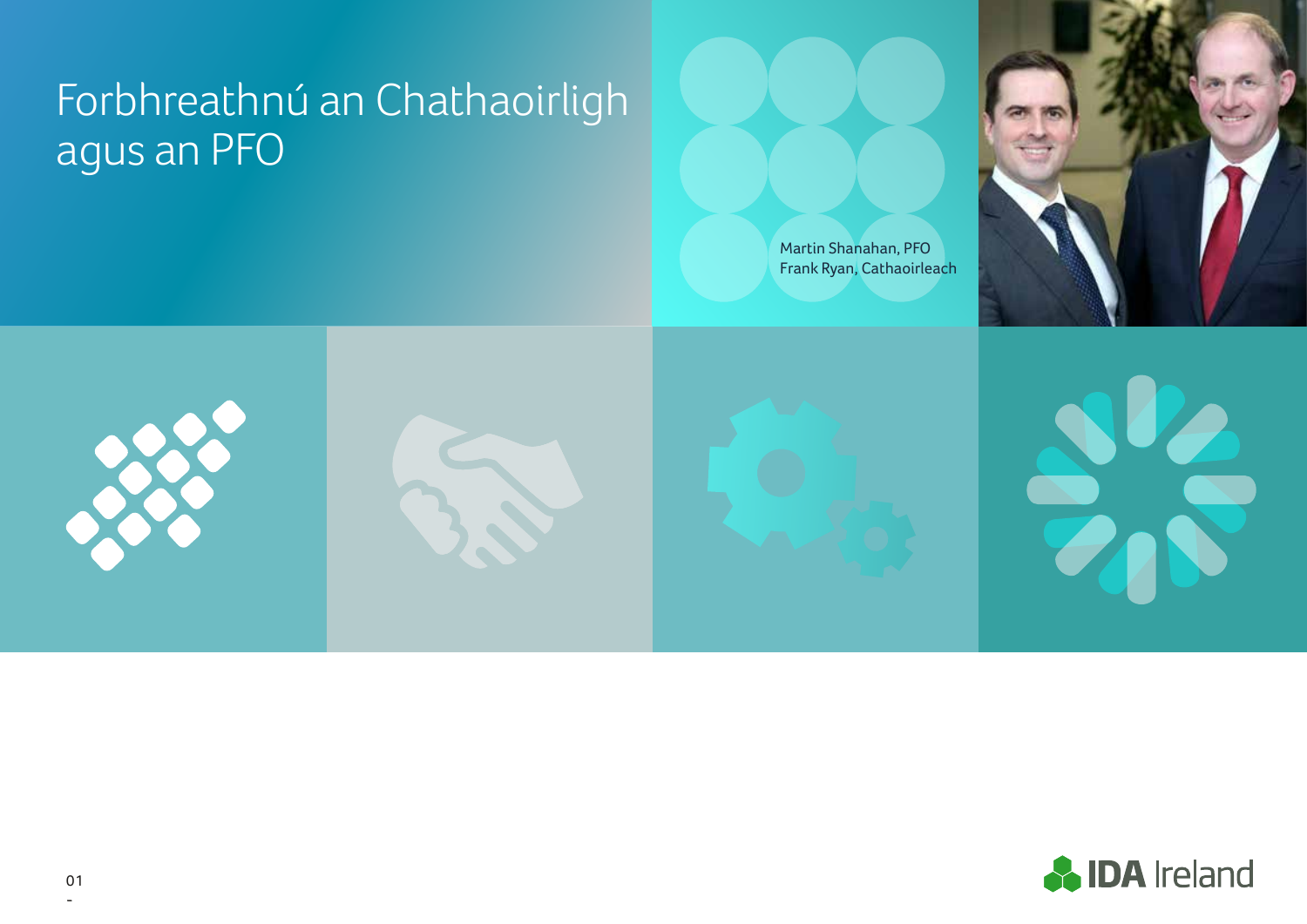# Forbhreathnú an Chathaoirligh agus an PFO

Martin Shanahan, PFO
Frank Ryan, Cathaoirleach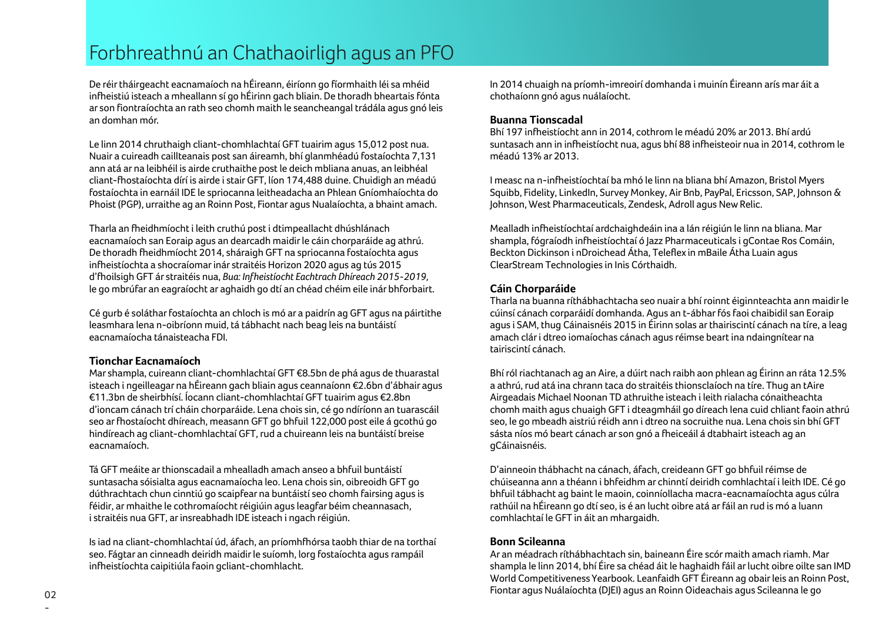# Forbhreathnú an Chathaoirligh agus an PFO

De réir tháirgeacht eacnamaíoch na hÉireann, éiríonn go fíormhaith léi sa mhéid infheistiú isteach a mheallann sí go hÉirinn gach bliain. De thoradh bheartais fónta ar son fiontraíochta an rath seo chomh maith le seancheangal trádála agus gnó leis an domhan mór.

Le linn 2014 chruthaigh cliant-chomhlachtaí GFT tuairim agus 15,012 post nua. Nuair a cuireadh caillteanais post san áireamh, bhí glanmhéadú fostaíochta 7,131 ann atá ar na leibhéil is airde cruthaithe post le deich mbliana anuas, an leibhéal cliant-fhostaíochta dírí is airde i stair GFT, líon 174,488 duine. Chuidigh an méadú fostaíochta in earnáil IDE le spriocanna leitheadacha an Phlean Gníomhaíochta do Phoist (PGP), urraithe ag an Roinn Post, Fiontar agus Nualaíochta, a bhaint amach.

Tharla an fheidhmíocht i leith cruthú post i dtimpeallacht dhúshlánach eacnamaíoch san Eoraip agus an dearcadh maidir le cáin chorparáide ag athrú. De thoradh fheidhmíocht 2014, sháraigh GFT na spriocanna fostaíochta agus infheistíochta a shocraíomar inár straitéis Horizon 2020 agus ag tús 2015 d'fhoilsigh GFT ár straitéis nua, *Bua: Infheistíocht Eachtrach Dhíreach 2015-2019*, le go mbrúfar an eagraíocht ar aghaidh go dtí an chéad chéim eile inár bhforbairt.

Cé gurb é soláthar fostaíochta an chloch is mó ar a paidrín ag GFT agus na páirtithe leasmhara lena n-oibríonn muid, tá tábhacht nach beag leis na buntáistí eacnamaíocha tánaisteacha FDI.

### Tionchar Eacnamaíoch

Mar shampla, cuireann cliant-chomhlachtaí GFT €8.5bn de phá agus de thuarastal isteach i ngeilleagar na hÉireann gach bliain agus ceannaíonn €2.6bn d'ábhair agus €11.3bn de sheirbhísí. Íocann cliant-chomhlachtaí GFT tuairim agus €2.8bn d'ioncam cánach trí cháin chorparáide. Lena chois sin, cé go ndíríonn an tuarascáil seo ar fhostaíocht dhíreach, measann GFT go bhfuil 122,000 post eile á gcothú go hindíreach ag cliant-chomhlachtaí GFT, rud a chuireann leis na buntáistí breise eacnamaíoch.

Tá GFT meáite ar thionscadail a mhealladh amach anseo a bhfuil buntáistí suntasacha sóisialta agus eacnamaíocha leo. Lena chois sin, oibreoidh GFT go dúthrachtach chun cinntiú go scaipfear na buntáistí seo chomh fairsing agus is féidir, ar mhaithe le cothromaíocht réigiúin agus leagfar béim cheannasach, i straitéis nua GFT, ar insreabhadh IDE isteach i ngach réigiún.

Is iad na cliant-chomhlachtaí úd, áfach, an príomhfhórsa taobh thiar de na torthaí seo. Fágtar an cinneadh deiridh maidir le suíomh, lorg fostaíochta agus rampáil infheistíochta caipitiúla faoin gcliant-chomhlacht.

In 2014 chuaigh na príomh-imreoirí domhanda i muinín Éireann arís mar áit a chothaíonn gnó agus nuálaíocht.

### Buanna Tionscadal

Bhí 197 infheistíocht ann in 2014, cothrom le méadú 20% ar 2013. Bhí ardú suntasach ann in infheistíocht nua, agus bhí 88 infheisteoir nua in 2014, cothrom le méadú 13% ar 2013.

I measc na n-infheistíochtaí ba mhó le linn na bliana bhí Amazon, Bristol Myers Squibb, Fidelity, LinkedIn, Survey Monkey, Air Bnb, PayPal, Ericsson, SAP, Johnson & Johnson, West Pharmaceuticals, Zendesk, Adroll agus New Relic.

Mealladh infheistíochtaí ardchaighdeáin ina a lán réigiún le linn na bliana. Mar shampla, fógraíodh infheistíochtaí ó Jazz Pharmaceuticals i gContae Ros Comáin, Beckton Dickinson i nDroichead Átha, Teleflex in mBaile Átha Luain agus ClearStream Technologies in Inis Córthaidh.

### Cáin Chorparáide

Tharla na buanna ríthábhachtacha seo nuair a bhí roinnt éiginnteachta ann maidir le cúinsí cánach corparáidí domhanda. Agus an t-ábhar fós faoi chaibidil san Eoraip agus i SAM, thug Cáinaisnéis 2015 in Éirinn solas ar thairiscintí cánach na tíre, a leag amach clár i dtreo iomaíochas cánach agus réimse beart ina ndaingnítear na tairiscintí cánach.

Bhí ról riachtanach ag an Aire, a dúirt nach raibh aon phlean ag Éirinn an ráta 12.5% a athrú, rud atá ina chrann taca do straitéis thionsclaíoch na tíre. Thug an tAire Airgeadais Michael Noonan TD athruithe isteach i leith rialacha cónaitheachta chomh maith agus chuaigh GFT i dteagmháil go díreach lena cuid chliant faoin athrú seo, le go mbeadh aistriú réidh ann i dtreo na socruithe nua. Lena chois sin bhí GFT sásta níos mó beart cánach ar son gnó a fheiceáil á dtabhairt isteach ag an gCáinaisnéis.

D'ainneoin thábhacht na cánach, áfach, creideann GFT go bhfuil réimse de chúinseanna ann a théann i bhfeidhm ar chinntí deiridh comhlachtaí i leith IDE. Cé go bhfuil tábhacht ag baint le maoin, coinníollacha macra-eacnamaíochta agus cúlra rathúil na hÉireann go dtí seo, is é an lucht oibre atá ar fáil an rud is mó a luann comhlachtaí le GFT in áit an mhargaidh.

### Bonn Scileanna

Ar an méadrach ríthábhachtach sin, baineann Éire scór maith amach riamh. Mar shampla le linn 2014, bhí Éire sa chéad áit le haghaidh fáil ar lucht oibre oilte san IMD World Competitiveness Yearbook. Leanfaidh GFT Éireann ag obair leis an Roinn Post, Fiontar agus Nuálaíochta (DJEI) agus an Roinn Oideachais agus Scileanna le go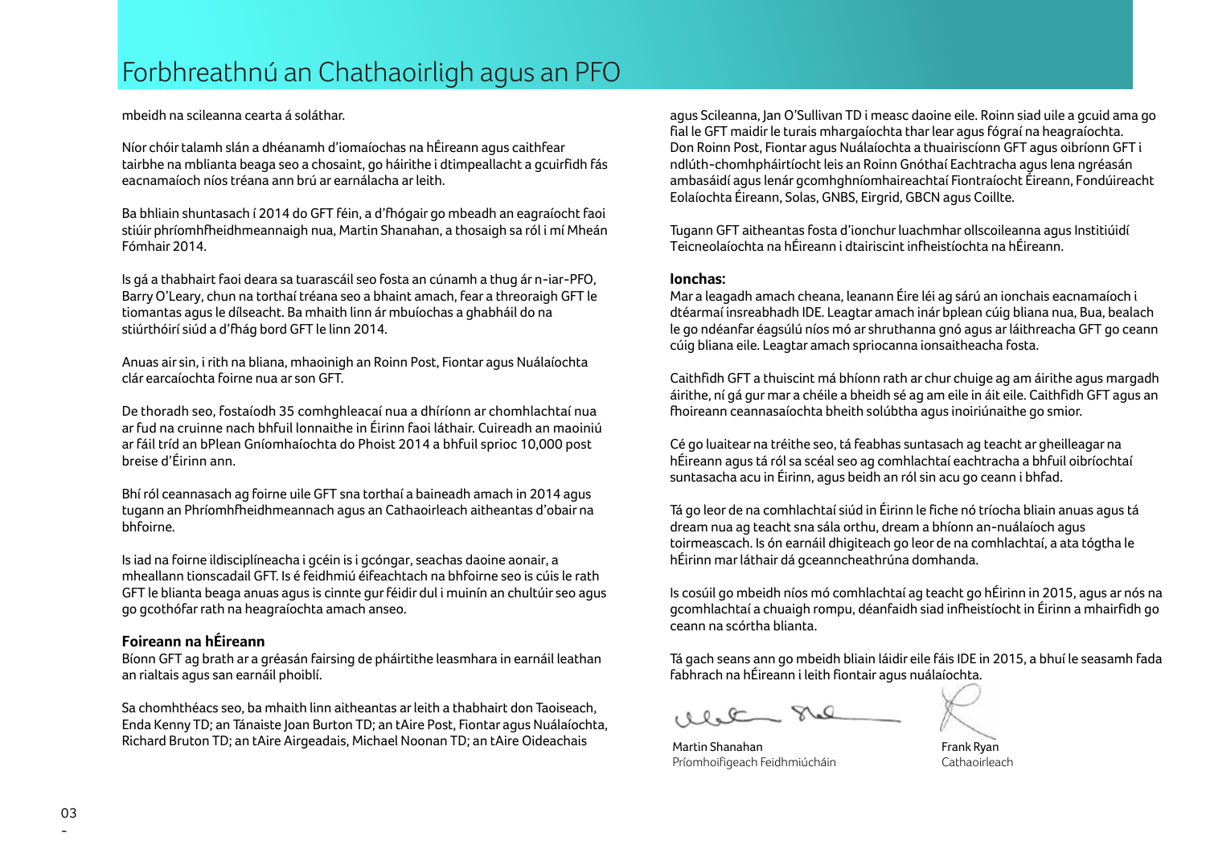# Forbhreathnú an Chathaoirligh agus an PFO

mbeidh na scileanna cearta á soláthar.

Níor chóir talamh slán a dhéanamh d'iomaíochas na hÉireann agus caithfear tairbhe na mblianta beaga seo a chosaint, go háirithe i dtimpeallacht a gcuirfidh fás eacnamaíoch níos tréana ann brú ar earnálacha ar leith.

Ba bhliain shuntasach í 2014 do GFT féin, a d'fhógair go mbeadh an eagraíocht faoi stiúir phríomhfheidhmeannaigh nua, Martin Shanahan, a thosaigh sa ról i mí Mheán Fómhair 2014.

Is gá a thabhairt faoi deara sa tuarascáil seo fosta an cúnamh a thug ár n-iar-PFO, Barry O'Leary, chun na torthaí tréana seo a bhaint amach, fear a threoraigh GFT le tiomantas agus le dílseacht. Ba mhaith linn ár mbuíochas a ghabháil do na stiúrthóirí siúd a d'fhág bord GFT le linn 2014.

Anuas air sin, i rith na bliana, mhaoinigh an Roinn Post, Fiontar agus Nuálaíochta clár earcaíochta foirne nua ar son GFT.

De thoradh seo, fostaíodh 35 comhghleacaí nua a dhíríonn ar chomhlachtaí nua ar fud na cruinne nach bhfuil lonnaithe in Éirinn faoi láthair. Cuireadh an maoiniú ar fáil tríd an bPlean Gníomhaíochta do Phoist 2014 a bhfuil sprioc 10,000 post breise d'Éirinn ann.

Bhí ról ceannasach ag foirne uile GFT sna torthaí a baineadh amach in 2014 agus tugann an Phríomhfheidhmeannach agus an Cathaoirleach aitheantas d'obair na bhfoirne.

Is iad na foirne ildisciplíneacha i gcéin is i gcóngar, seachas daoine aonair, a mheallann tionscadail GFT. Is é feidhmiú éifeachtach na bhfoirne seo is cúis le rath GFT le blianta beaga anuas agus is cinnte gur féidir dul i muinín an chultúir seo agus go gcothófar rath na heagraíochta amach anseo.

### Foireann na hÉireann

Bíonn GFT ag brath ar a gréasán fairsing de pháirtithe leasmhara in earnáil leathan an rialtais agus san earnáil phoiblí.

Sa chomhthéacs seo, ba mhaith linn aitheantas ar leith a thabhairt don Taoiseach, Enda Kenny TD; an Tánaiste Joan Burton TD; an tAire Post, Fiontar agus Nuálaíochta, Richard Bruton TD; an tAire Airgeadais, Michael Noonan TD; an tAire Oideachais agus Scileanna, Jan O'Sullivan TD i measc daoine eile. Roinn siad uile a gcuid ama go fial le GFT maidir le turais mhargaíochta thar lear agus fógraí na heagraíochta. Don Roinn Post, Fiontar agus Nuálaíochta a thuairiscíonn GFT agus oibríonn GFT i ndlúth-chomhpháirtíocht leis an Roinn Gnóthaí Eachtracha agus lena ngréasán ambasáidí agus lenár gcomhghníomhaireachtaí Fiontraíocht Éireann, Fondúireacht Eolaíochta Éireann, Solas, GNBS, Eirgrid, GBCN agus Coillte.

Tugann GFT aitheantas fosta d'ionchur luachmhar ollscoileanna agus Institiúidí Teicneolaíochta na hÉireann i dtairiscint infheistíochta na hÉireann.

### Ionchas:

Mar a leagadh amach cheana, leanann Éire léi ag sárú an ionchais eacnamaíoch i dtéarmaí insreabhadh IDE. Leagtar amach inár bplean cúig bliana nua, Bua, bealach le go ndéanfar éagsúlú níos mó ar shruthanna gnó agus ar láithreacha GFT go ceann cúig bliana eile. Leagtar amach spriocanna ionsaitheacha fosta.

Caithfidh GFT a thuiscint má bhíonn rath ar chur chuige ag am áirithe agus margadh áirithe, ní gá gur mar a chéile a bheidh sé ag am eile in áit eile. Caithfidh GFT agus an fhoireann ceannasaíochta bheith solúbtha agus inoiriúnaithe go smior.

Cé go luaitear na tréithe seo, tá feabhas suntasach ag teacht ar gheilleagar na hÉireann agus tá ról sa scéal seo ag comhlachtaí eachtracha a bhfuil oibríochtaí suntasacha acu in Éirinn, agus beidh an ról sin acu go ceann i bhfad.

Tá go leor de na comhlachtaí siúd in Éirinn le fiche nó tríocha bliain anuas agus tá dream nua ag teacht sna sála orthu, dream a bhíonn an-nuálaíoch agus toirmeascach. Is ón earnáil dhigiteach go leor de na comhlachtaí, a ata tógtha le hÉirinn mar láthair dá gceanncheathrúna domhanda.

Is cosúil go mbeidh níos mó comhlachtaí ag teacht go hÉirinn in 2015, agus ar nós na gcomhlachtaí a chuaigh rompu, déanfaidh siad infheistíocht in Éirinn a mhairfidh go ceann na scórtha blianta.

Tá gach seans ann go mbeidh bliain láidir eile fáis IDE in 2015, a bhuí le seasamh fada fabhrach na hÉireann i leith fiontair agus nuálaíochta.

Martin Shanahan
Príomhoifigeach Feidhmiúcháin

Frank Ryan
Cathaoirleach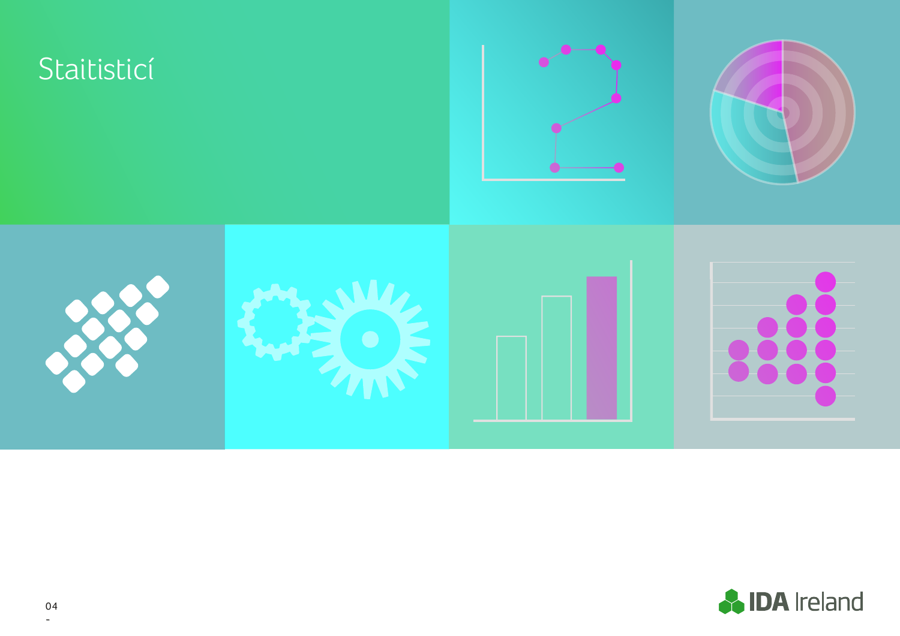# Staitisticí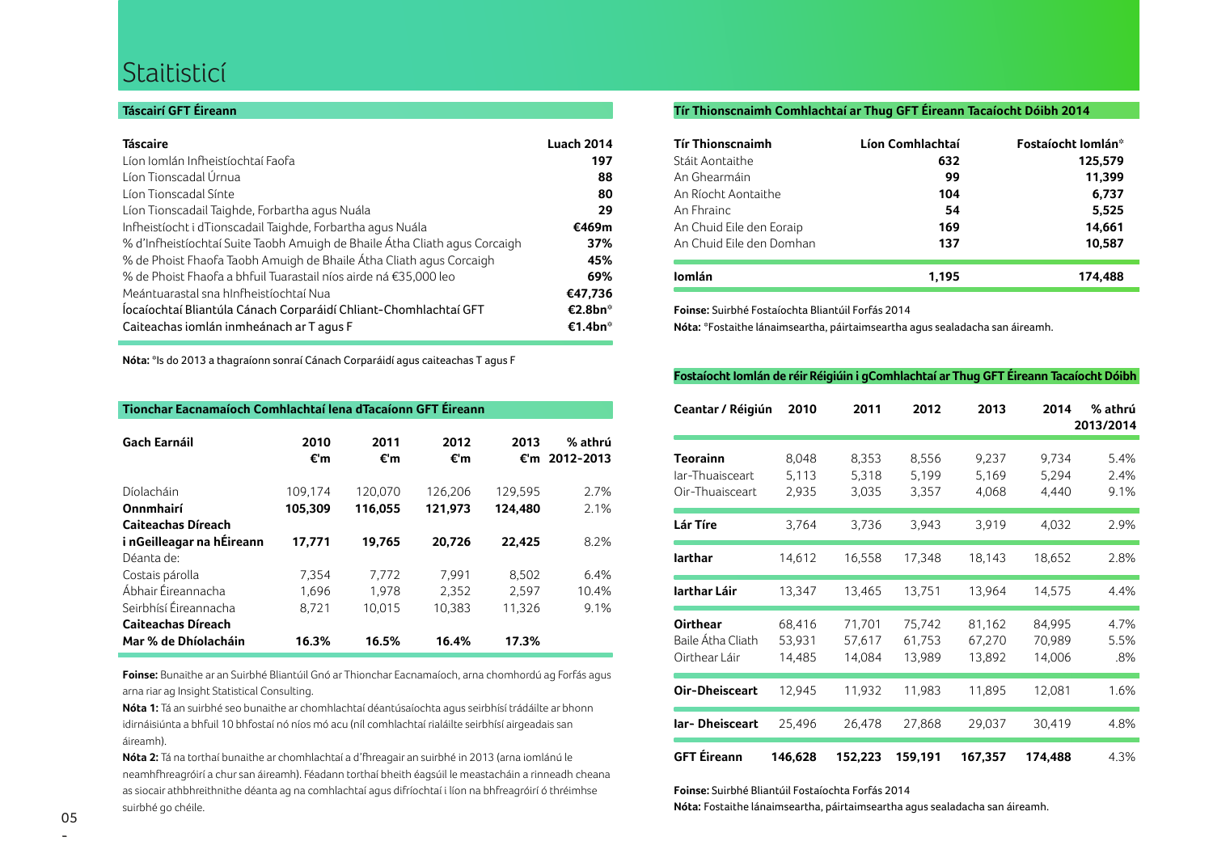# Staitisticí

## Táscairí GFT Éireann

| Táscaire | Luach 2014 |
|---|---|
| Líon Iomlán Infheistíochtaí Faofa | 197 |
| Líon Tionscadal Úrnua | 88 |
| Líon Tionscadal Sínte | 80 |
| Líon Tionscadail Taighde, Forbartha agus Nuála | 29 |
| Infheistíocht i dTionscadail Taighde, Forbartha agus Nuála | €469m |
| % d'Infheistíochtaí Suite Taobh Amuigh de Bhaile Átha Cliath agus Corcaigh | 37% |
| % de Phoist Fhaofa Taobh Amuigh de Bhaile Átha Cliath agus Corcaigh | 45% |
| % de Phoist Fhaofa a bhfuil Tuarastail níos airde ná €35,000 leo | 69% |
| Meántuarastal sna hInfheistíochtaí Nua | €47,736 |
| Íocaíochtaí Bliantúla Cánach Corparáidí Chliant-Chomhlachtaí GFT | €2.8bn* |
| Caiteachas iomlán inmheánach ar T agus F | €1.4bn* |

**Nóta:** *Is do 2013 a thagraíonn sonraí Cánach Corparáidí agus caiteachas T agus F

## Tionchar Eacnamaíoch Comhlachtaí lena dTacaíonn GFT Éireann

| Gach Earnáil | 2010 €'m | 2011 €'m | 2012 €'m | 2013 €'m | % athrú 2012-2013 |
|---|---|---|---|---|---|
| Díolacháin | 109,174 | 120,070 | 126,206 | 129,595 | 2.7% |
| **Onnmhairí** | **105,309** | **116,055** | **121,973** | **124,480** | 2.1% |
| **Caiteachas Díreach i nGeilleagar na hÉireann** | **17,771** | **19,765** | **20,726** | **22,425** | 8.2% |
| Déanta de: | | | | | |
| Costais párolla | 7,354 | 7,772 | 7,991 | 8,502 | 6.4% |
| Ábhair Éireannacha | 1,696 | 1,978 | 2,352 | 2,597 | 10.4% |
| Seirbhísí Éireannacha | 8,721 | 10,015 | 10,383 | 11,326 | 9.1% |
| **Caiteachas Díreach Mar % de Dhíolacháin** | **16.3%** | **16.5%** | **16.4%** | **17.3%** | |

**Foinse:** Bunaithe ar an Suirbhé Bliantúil Gnó ar Thionchar Eacnamaíoch, arna chomhordú ag Forfás agus arna riar ag Insight Statistical Consulting.

**Nóta 1:** Tá an suirbhé seo bunaithe ar chomhlachtaí déantúsaíochta agus seirbhísí trádáilte ar bhonn idirnáisiúnta a bhfuil 10 bhfostaí nó níos mó acu (níl comhlachtaí rialáilte seirbhísí airgeadais san áireamh).

**Nóta 2:** Tá na torthaí bunaithe ar chomhlachtaí a d'fhreagair an suirbhé in 2013 (arna iomlánú le neamhfhreagróirí a chur san áireamh). Féadann torthaí bheith éagsúil le meastacháin a rinneadh cheana as siocair athbhreithnithe déanta ag na comhlachtaí agus difríochtaí i líon na bhfreagróirí ó thréimhse suirbhé go chéile.

## Tír Thionscnaimh Comhlachtaí ar Thug GFT Éireann Tacaíocht Dóibh 2014

| Tír Thionscnaimh | Líon Comhlachtaí | Fostaíocht Iomlán* |
|---|---|---|
| Stáit Aontaithe | 632 | 125,579 |
| An Ghearmáin | 99 | 11,399 |
| An Ríocht Aontaithe | 104 | 6,737 |
| An Fhrainc | 54 | 5,525 |
| An Chuid Eile den Eoraip | 169 | 14,661 |
| An Chuid Eile den Domhan | 137 | 10,587 |
| **Iomlán** | **1,195** | **174,488** |

**Foinse:** Suirbhé Fostaíochta Bliantúil Forfás 2014

**Nóta:** *Fostaithe lánaimseartha, páirtaimseartha agus sealadacha san áireamh.

## Fostaíocht Iomlán de réir Réigiúin i gComhlachtaí ar Thug GFT Éireann Tacaíocht Dóibh

| Ceantar / Réigiún | 2010 | 2011 | 2012 | 2013 | 2014 | % athrú 2013/2014 |
|---|---|---|---|---|---|---|
| **Teorainn** | 8,048 | 8,353 | 8,556 | 9,237 | 9,734 | 5.4% |
| Iar-Thuaisceart | 5,113 | 5,318 | 5,199 | 5,169 | 5,294 | 2.4% |
| Oir-Thuaisceart | 2,935 | 3,035 | 3,357 | 4,068 | 4,440 | 9.1% |
| **Lár Tíre** | 3,764 | 3,736 | 3,943 | 3,919 | 4,032 | 2.9% |
| **Iarthar** | 14,612 | 16,558 | 17,348 | 18,143 | 18,652 | 2.8% |
| **Iarthar Láir** | 13,347 | 13,465 | 13,751 | 13,964 | 14,575 | 4.4% |
| **Oirthear** | 68,416 | 71,701 | 75,742 | 81,162 | 84,995 | 4.7% |
| Baile Átha Cliath | 53,931 | 57,617 | 61,753 | 67,270 | 70,989 | 5.5% |
| Oirthear Láir | 14,485 | 14,084 | 13,989 | 13,892 | 14,006 | .8% |
| **Oir-Dheisceart** | 12,945 | 11,932 | 11,983 | 11,895 | 12,081 | 1.6% |
| **Iar- Dheisceart** | 25,496 | 26,478 | 27,868 | 29,037 | 30,419 | 4.8% |
| **GFT Éireann** | **146,628** | **152,223** | **159,191** | **167,357** | **174,488** | 4.3% |

**Foinse:** Suirbhé Bliantúil Fostaíochta Forfás 2014

**Nóta:** Fostaithe lánaimseartha, páirtaimseartha agus sealadacha san áireamh.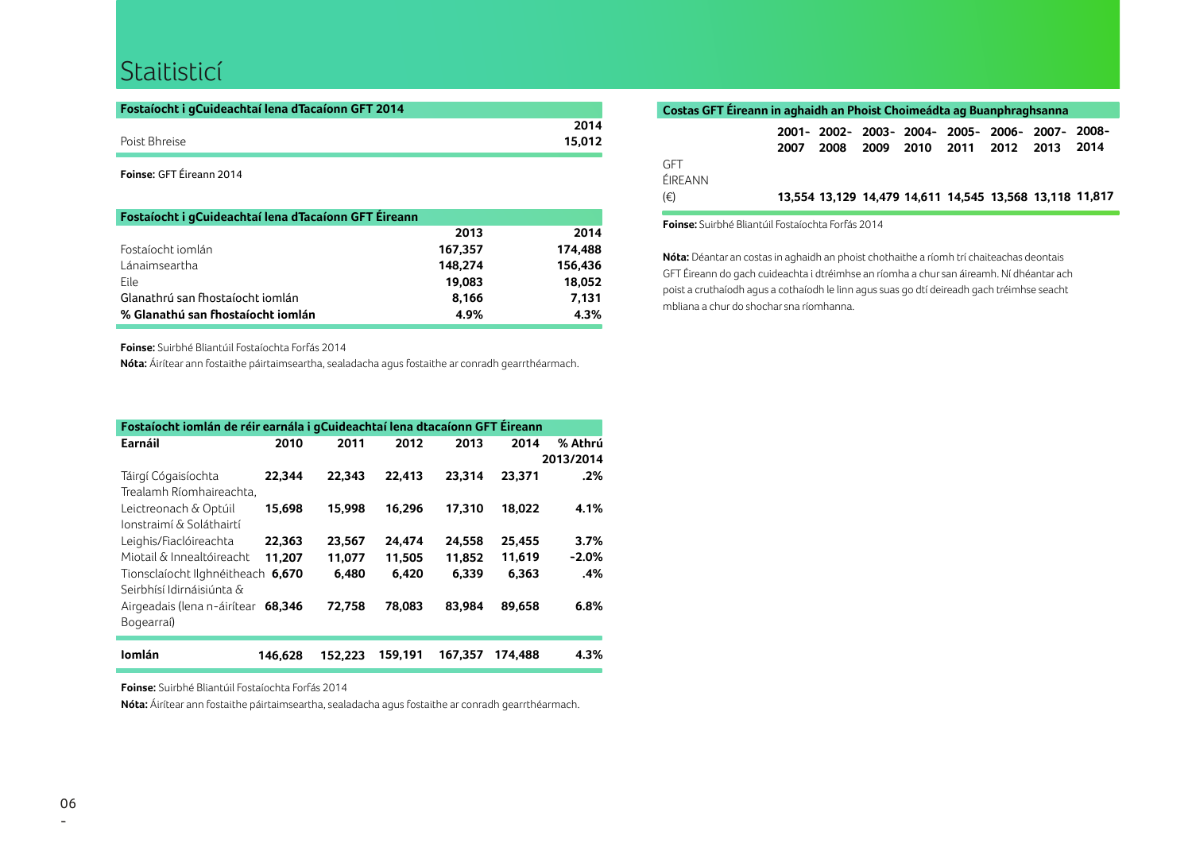# Staitisticí

| Fostaíocht i gCuideachtaí lena dTacaíonn GFT 2014 | |
|---|---|
| | **2014** |
| Poist Bhreise | **15,012** |

**Foinse:** GFT Éireann 2014

| Fostaíocht i gCuideachtaí lena dTacaíonn GFT Éireann | | |
|---|---|---|
| | **2013** | **2014** |
| Fostaíocht iomlán | **167,357** | **174,488** |
| Lánaimseartha | **148,274** | **156,436** |
| Eile | **19,083** | **18,052** |
| Glanathrú san fhostaíocht iomlán | **8,166** | **7,131** |
| **% Glanathú san fhostaíocht iomlán** | **4.9%** | **4.3%** |

**Foinse:** Suirbhé Bliantúil Fostaíochta Forfás 2014

**Nóta:** Áirítear ann fostaithe páirtaimseartha, sealadacha agus fostaithe ar conradh gearrthéarmach.

| Earnáil | 2010 | 2011 | 2012 | 2013 | 2014 | % Athrú 2013/2014 |
|---|---|---|---|---|---|---|
| Táirgí Cógaisíochta | **22,344** | **22,343** | **22,413** | **23,314** | **23,371** | **.2%** |
| Trealamh Ríomhaireachta, Leictreonach & Optúil | **15,698** | **15,998** | **16,296** | **17,310** | **18,022** | **4.1%** |
| Ionstraimí & Soláthairtí Leighis/Fiaclóireachta | **22,363** | **23,567** | **24,474** | **24,558** | **25,455** | **3.7%** |
| Miotail & Innealtóireacht | **11,207** | **11,077** | **11,505** | **11,852** | **11,619** | **-2.0%** |
| Tionsclaíocht Ilghnéitheach | **6,670** | **6,480** | **6,420** | **6,339** | **6,363** | **.4%** |
| Seirbhísí Idirnáisiúnta & Airgeadais (lena n-áirítear Bogearraí) | **68,346** | **72,758** | **78,083** | **83,984** | **89,658** | **6.8%** |
| **Iomlán** | **146,628** | **152,223** | **159,191** | **167,357** | **174,488** | **4.3%** |

*Fostaíocht iomlán de réir earnála i gCuideachtaí lena dtacaíonn GFT Éireann*

**Foinse:** Suirbhé Bliantúil Fostaíochta Forfás 2014

**Nóta:** Áirítear ann fostaithe páirtaimseartha, sealadacha agus fostaithe ar conradh gearrthéarmach.

| Costas GFT Éireann in aghaidh an Phoist Choimeádta ag Buanphraghsanna | 2001-2007 | 2002-2008 | 2003-2009 | 2004-2010 | 2005-2011 | 2006-2012 | 2007-2013 | 2008-2014 |
|---|---|---|---|---|---|---|---|---|
| GFT ÉIREANN (€) | **13,554** | **13,129** | **14,479** | **14,611** | **14,545** | **13,568** | **13,118** | **11,817** |

**Foinse:** Suirbhé Bliantúil Fostaíochta Forfás 2014

**Nóta:** Déantar an costas in aghaidh an phoist chothaithe a ríomh trí chaiteachas deontais GFT Éireann do gach cuideachta i dtréimhse an ríomha a chur san áireamh. Ní dhéantar ach poist a cruthaíodh agus a cothaíodh le linn agus suas go dtí deireadh gach tréimhse seacht mbliana a chur do shochar sna ríomhanna.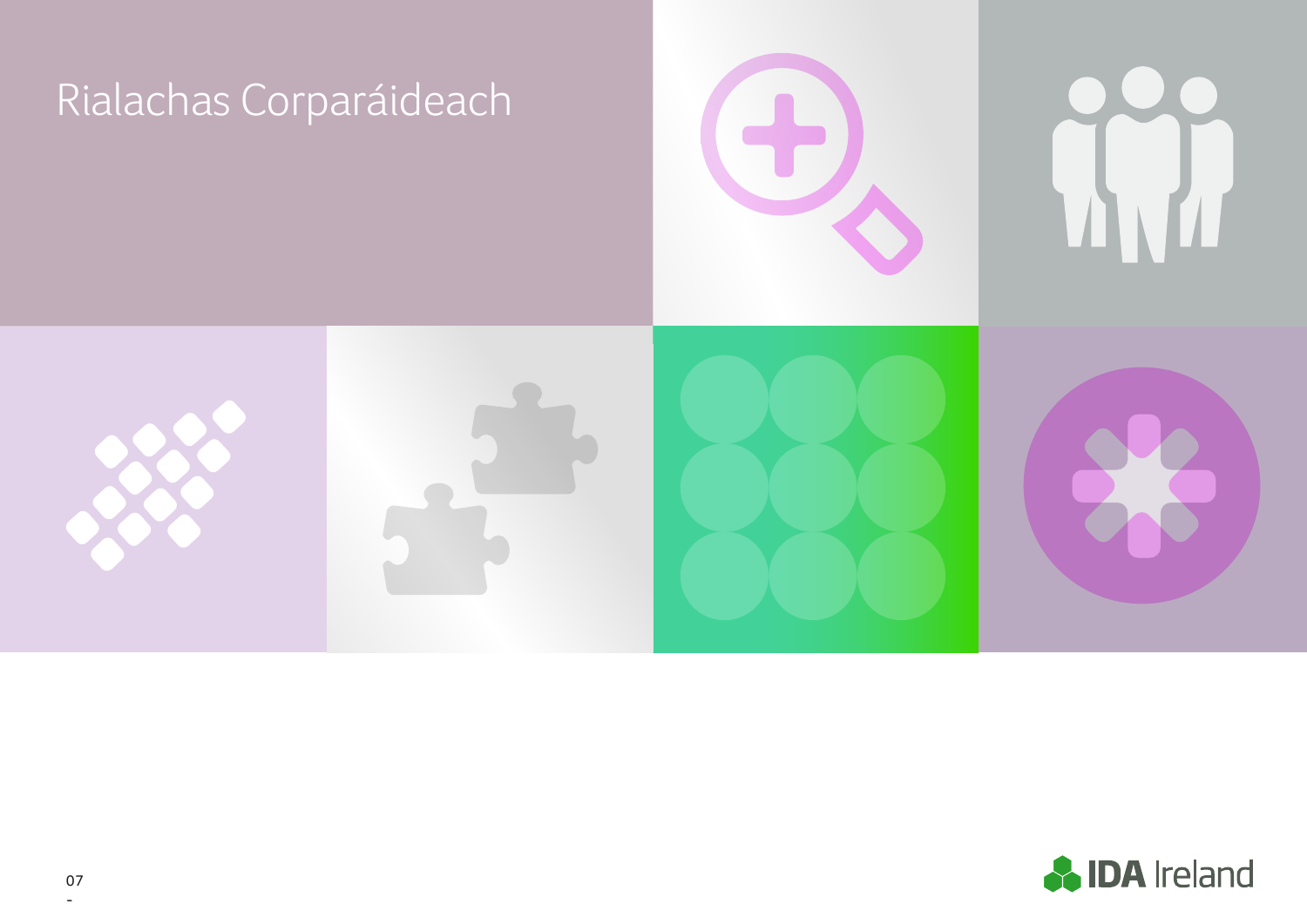# Rialachas Corparáideach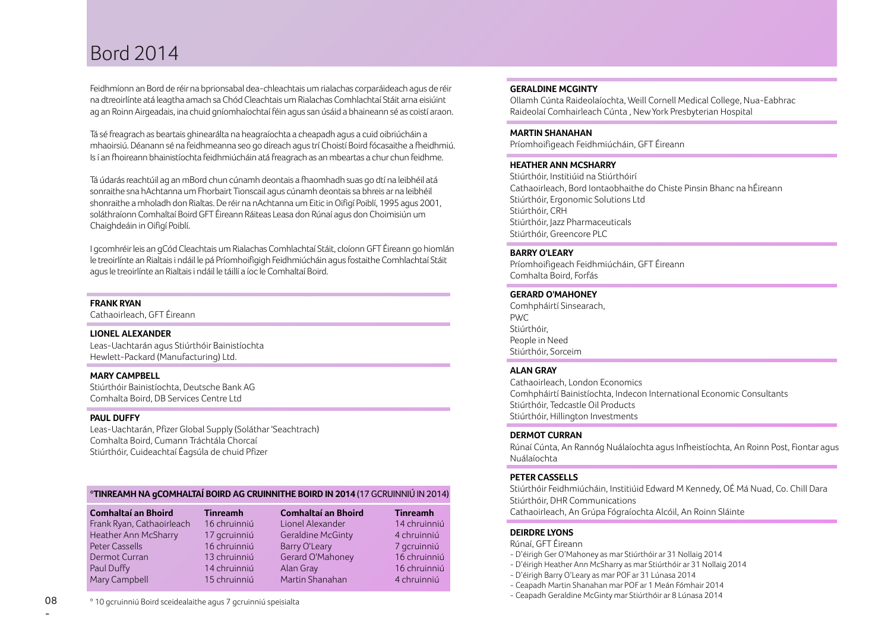# Bord 2014

Feidhmíonn an Bord de réir na bprionsabal dea-chleachtais um rialachas corparáideach agus de réir na dtreoirlínte atá leagtha amach sa Chód Cleachtais um Rialachas Comhlachtaí Stáit arna eisiúint ag an Roinn Airgeadais, ina chuid gníomhaíochtaí féin agus san úsáid a bhaineann sé as coistí araon.

Tá sé freagrach as beartais ghinearálta na heagraíochta a cheapadh agus a cuid oibriúcháin a mhaoirsiú. Déanann sé na feidhmeanna seo go díreach agus trí Choistí Boird fócasaithe a fheidhmiú. Is í an fhoireann bhainistíochta feidhmiúcháin atá freagrach as an mbeartas a chur chun feidhme.

Tá údarás reachtúil ag an mBord chun cúnamh deontais a fhaomhadh suas go dtí na leibhéil atá sonraithe sna hAchtanna um Fhorbairt Tionscail agus cúnamh deontais sa bhreis ar na leibhéil shonraithe a mholadh don Rialtas. De réir na nAchtanna um Eitic in Oifigí Poiblí, 1995 agus 2001, soláthraíonn Comhaltaí Boird GFT Éireann Ráiteas Leasa don Rúnaí agus don Choimisiún um Chaighdeáin in Oifigí Poiblí.

I gcomhréir leis an gCód Cleachtais um Rialachas Comhlachtaí Stáit, cloíonn GFT Éireann go hiomlán le treoirlínte an Rialtais i ndáil le pá Príomhoifigigh Feidhmiúcháin agus fostaithe Comhlachtaí Stáit agus le treoirlínte an Rialtais i ndáil le táillí a íoc le Comhaltaí Boird.

**FRANK RYAN**
Cathaoirleach, GFT Éireann

**LIONEL ALEXANDER**
Leas-Uachtarán agus Stiúrthóir Bainistíochta
Hewlett-Packard (Manufacturing) Ltd.

**MARY CAMPBELL**
Stiúrthóir Bainistíochta, Deutsche Bank AG
Comhalta Boird, DB Services Centre Ltd

**PAUL DUFFY**
Leas-Uachtarán, Pfizer Global Supply (Soláthar 'Seachtrach)
Comhalta Boird, Cumann Tráchtála Chorcaí
Stiúrthóir, Cuideachtaí Éagsúla de chuid Pfizer

***TINREAMH NA gCOMHALTAÍ BOIRD AG CRUINNITHE BOIRD IN 2014** (17 GCRUINNIÚ IN 2014)

| Comhaltaí an Bhoird | Tinreamh | Comhaltaí an Bhoird | Tinreamh |
|---|---|---|---|
| Frank Ryan, Cathaoirleach | 16 chruinniú | Lionel Alexander | 14 chruinniú |
| Heather Ann McSharry | 17 gcruinniú | Geraldine McGinty | 4 chruinniú |
| Peter Cassells | 16 chruinniú | Barry O'Leary | 7 gcruinniú |
| Dermot Curran | 13 chruinniú | Gerard O'Mahoney | 16 chruinniú |
| Paul Duffy | 14 chruinniú | Alan Gray | 16 chruinniú |
| Mary Campbell | 15 chruinniú | Martin Shanahan | 4 chruinniú |

* 10 gcruinniú Boird sceidealaithe agus 7 gcruinniú speisialta

**GERALDINE MCGINTY**
Ollamh Cúnta Raideolaíochta, Weill Cornell Medical College, Nua-Eabhrac
Raideolaí Comhairleach Cúnta , New York Presbyterian Hospital

**MARTIN SHANAHAN**
Príomhoifigeach Feidhmiúcháin, GFT Éireann

**HEATHER ANN MCSHARRY**
Stiúrthóir, Institiúid na Stiúrthóirí
Cathaoirleach, Bord Iontaobhaithe do Chiste Pinsin Bhanc na hÉireann
Stiúrthóir, Ergonomic Solutions Ltd
Stiúrthóir, CRH
Stiúrthóir, Jazz Pharmaceuticals
Stiúrthóir, Greencore PLC

**BARRY O'LEARY**
Príomhoifigeach Feidhmiúcháin, GFT Éireann
Comhalta Boird, Forfás

**GERARD O'MAHONEY**
Comhpháirtí Sinsearach,
PWC
Stiúrthóir,
People in Need
Stiúrthóir, Sorceim

**ALAN GRAY**
Cathaoirleach, London Economics
Comhpháirtí Bainistíochta, Indecon International Economic Consultants
Stiúrthóir, Tedcastle Oil Products
Stiúrthóir, Hillington Investments

**DERMOT CURRAN**
Rúnaí Cúnta, An Rannóg Nuálaíochta agus Infheistíochta, An Roinn Post, Fiontar agus Nuálaíochta

**PETER CASSELLS**
Stiúrthóir Feidhmiúcháin, Institiúid Edward M Kennedy, OÉ Má Nuad, Co. Chill Dara
Stiúrthóir, DHR Communications
Cathaoirleach, An Grúpa Fógraíochta Alcóil, An Roinn Sláinte

**DEIRDRE LYONS**
Rúnaí, GFT Éireann

- D'éirigh Ger O'Mahoney as mar Stiúrthóir ar 31 Nollaig 2014
- D'éirigh Heather Ann McSharry as mar Stiúrthóir ar 31 Nollaig 2014
- D'éirigh Barry O'Leary as mar POF ar 31 Lúnasa 2014
- Ceapadh Martin Shanahan mar POF ar 1 Meán Fómhair 2014
- Ceapadh Geraldine McGinty mar Stiúrthóir ar 8 Lúnasa 2014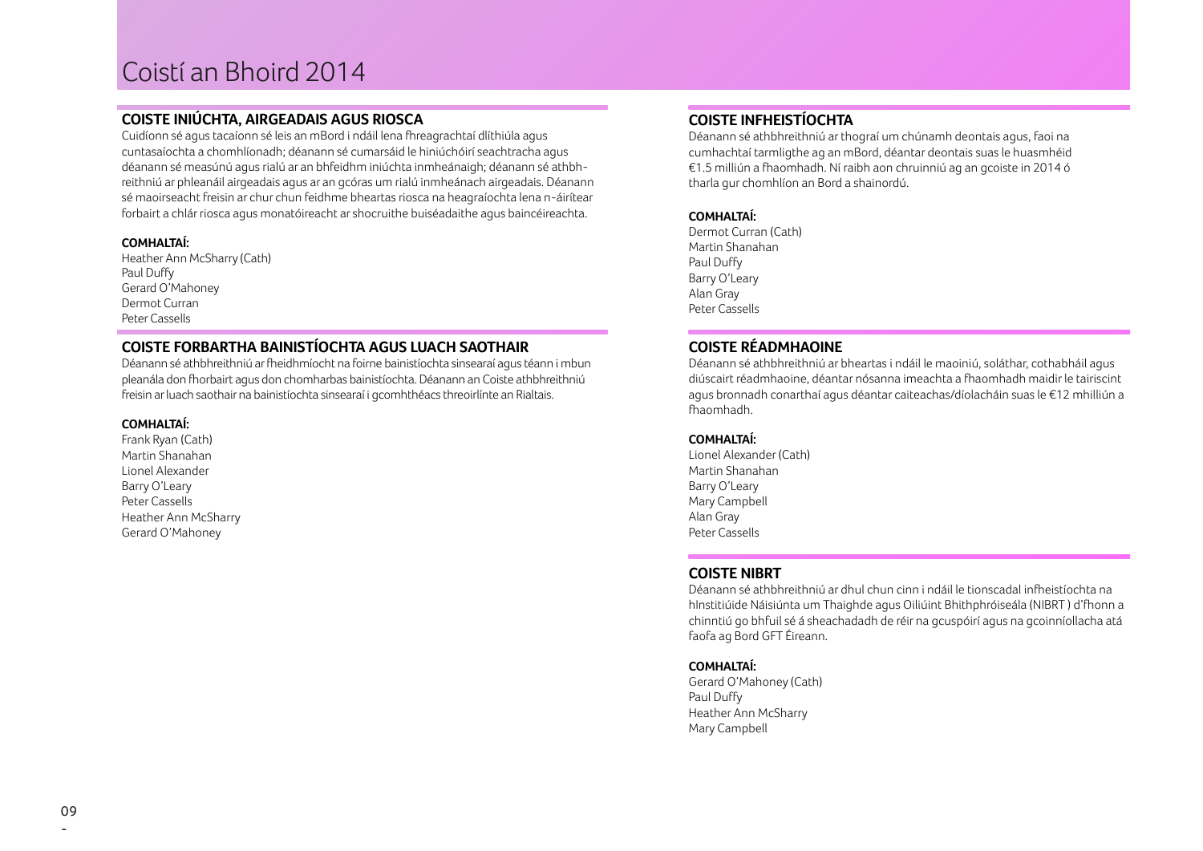# Coistí an Bhoird 2014

## COISTE INIÚCHTA, AIRGEADAIS AGUS RIOSCA

Cuidíonn sé agus tacaíonn sé leis an mBord i ndáil lena fhreagrachtaí dlíthiúla agus cuntasaíochta a chomhlíonadh; déanann sé cumarsáid le hiniúchóirí seachtracha agus déanann sé measúnú agus rialú ar an bhfeidhm iniúchta inmheánaigh; déanann sé athbhreithniú ar phleanáil airgeadais agus ar an gcóras um rialú inmheánach airgeadais. Déanann sé maoirseacht freisin ar chur chun feidhme bheartas riosca na heagraíochta lena n-áirítear forbairt a chlár riosca agus monatóireacht ar shocruithe buiséadaithe agus baincéireachta.

**COMHALTAÍ:**
Heather Ann McSharry (Cath)
Paul Duffy
Gerard O'Mahoney
Dermot Curran
Peter Cassells

## COISTE FORBARTHA BAINISTÍOCHTA AGUS LUACH SAOTHAIR

Déanann sé athbhreithniú ar fheidhmíocht na foirne bainistíochta sinsearaí agus téann i mbun pleanála don fhorbairt agus don chomharbas bainistíochta. Déanann an Coiste athbhreithniú freisin ar luach saothair na bainistíochta sinsearaí i gcomhthéacs threoirlínte an Rialtais.

**COMHALTAÍ:**
Frank Ryan (Cath)
Martin Shanahan
Lionel Alexander
Barry O'Leary
Peter Cassells
Heather Ann McSharry
Gerard O'Mahoney

## COISTE INFHEISTÍOCHTA

Déanann sé athbhreithniú ar thograí um chúnamh deontais agus, faoi na cumhachtaí tarmligthe ag an mBord, déantar deontais suas le huasmhéid €1.5 milliún a fhaomhadh. Ní raibh aon chruinniú ag an gcoiste in 2014 ó tharla gur chomhlíon an Bord a shainordú.

**COMHALTAÍ:**
Dermot Curran (Cath)
Martin Shanahan
Paul Duffy
Barry O'Leary
Alan Gray
Peter Cassells

## COISTE RÉADMHAOINE

Déanann sé athbhreithniú ar bheartas i ndáil le maoiniú, soláthar, cothabháil agus diúscairt réadmhaoine, déantar nósanna imeachta a fhaomhadh maidir le tairiscint agus bronnadh conarthaí agus déantar caiteachas/díolacháin suas le €12 mhilliún a fhaomhadh.

**COMHALTAÍ:**
Lionel Alexander (Cath)
Martin Shanahan
Barry O'Leary
Mary Campbell
Alan Gray
Peter Cassells

## COISTE NIBRT

Déanann sé athbhreithniú ar dhul chun cinn i ndáil le tionscadal infheistíochta na hInstitiúide Náisiúnta um Thaighde agus Oiliúint Bhithphróiseála (NIBRT ) d'fhonn a chinntiú go bhfuil sé á sheachadadh de réir na gcuspóirí agus na gcoinníollacha atá faofa ag Bord GFT Éireann.

**COMHALTAÍ:**
Gerard O'Mahoney (Cath)
Paul Duffy
Heather Ann McSharry
Mary Campbell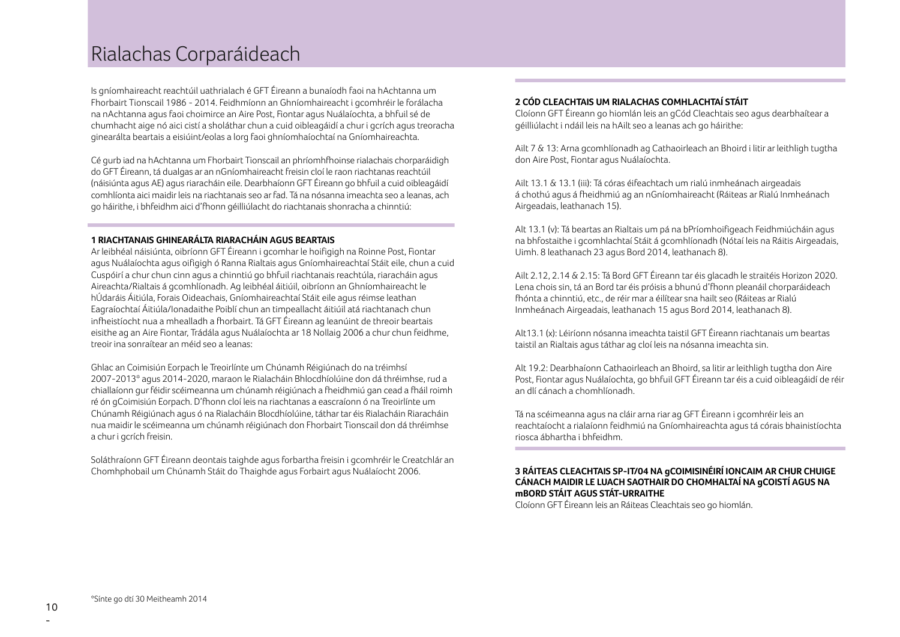# Rialachas Corparáideach

Is gníomhaireacht reachtúil uathrialach é GFT Éireann a bunaíodh faoi na hAchtanna um Fhorbairt Tionscail 1986 - 2014. Feidhmíonn an Ghníomhaireacht i gcomhréir le forálacha na nAchtanna agus faoi choimirce an Aire Post, Fiontar agus Nuálaíochta, a bhfuil sé de chumhacht aige nó aici cistí a sholáthar chun a cuid oibleagáidí a chur i gcrích agus treoracha ginearálta beartais a eisiúint/eolas a lorg faoi ghníomhaíochtaí na Gníomhaireachta.

Cé gurb iad na hAchtanna um Fhorbairt Tionscail an phríomhfhoinse rialachais chorparáidigh do GFT Éireann, tá dualgas ar an nGníomhaireacht freisin cloí le raon riachtanas reachtúil (náisiúnta agus AE) agus rialacháin eile. Dearbhaíonn GFT Éireann go bhfuil a cuid oibleagáidí comhlíonta aici maidir leis na riachtanais seo ar fad. Tá na nósanna imeachta seo a leanas, ach go háirithe, i bhfeidhm aici d'fhonn géilliúlacht do riachtanais shonracha a chinntiú:

**1 RIACHTANAIS GHINEARÁLTA RIARACHÁIN AGUS BEARTAIS**

Ar leibhéal náisiúnta, oibríonn GFT Éireann i gcomhar le hoifigigh na Roinne Post, Fiontar agus Nuálaíochta agus oifigigh ó Ranna Rialtais agus Gníomhaireachtaí Stáit eile, chun a cuid Cuspóirí a chur chun cinn agus a chinntiú go bhfuil riachtanais reachtúla, riaracháin agus Aireachta/Rialtais á gcomhlíonadh. Ag leibhéal áitiúil, oibríonn an Ghníomhaireacht le hÚdaráis Áitiúla, Forais Oideachais, Gníomhaireachtaí Stáit eile agus réimse leathan Eagraíochtaí Áitiúla/Ionadaithe Poiblí chun an timpeallacht áitiúil atá riachtanach chun infheistíocht nua a mhealladh a fhorbairt. Tá GFT Éireann ag leanúint de threoir beartais eisithe ag an Aire Fiontar, Trádála agus Nuálaíochta ar 18 Nollaig 2006 a chur chun feidhme, treoir ina sonraítear an méid seo a leanas:

Ghlac an Coimisiún Eorpach le Treoirlínte um Chúnamh Réigiúnach do na tréimhsí 2007-2013* agus 2014-2020, maraon le Rialacháin Bhlocdhíolúine don dá thréimhse, rud a chiallaíonn gur féidir scéimeanna um chúnamh réigiúnach a fheidhmiú gan cead a fháil roimh ré ón gCoimisiún Eorpach. D'fhonn cloí leis na riachtanas a eascraíonn ó na Treoirlínte um Chúnamh Réigiúnach agus ó na Rialacháin Blocdhíolúine, táthar tar éis Rialacháin Riaracháin nua maidir le scéimeanna um chúnamh réigiúnach don Fhorbairt Tionscail don dá thréimhse a chur i gcrích freisin.

Soláthraíonn GFT Éireann deontais taighde agus forbartha freisin i gcomhréir le Creatchlár an Chomhphobail um Chúnamh Stáit do Thaighde agus Forbairt agus Nuálaíocht 2006.

**2 CÓD CLEACHTAIS UM RIALACHAS COMHLACHTAÍ STÁIT**

Cloíonn GFT Éireann go hiomlán leis an gCód Cleachtais seo agus dearbhaítear a géilliúlacht i ndáil leis na hAilt seo a leanas ach go háirithe:

Ailt 7 & 13: Arna gcomhlíonadh ag Cathaoirleach an Bhoird i litir ar leithligh tugtha don Aire Post, Fiontar agus Nuálaíochta.

Ailt 13.1 & 13.1 (iii): Tá córas éifeachtach um rialú inmheánach airgeadais á chothú agus á fheidhmiú ag an nGníomhaireacht (Ráiteas ar Rialú Inmheánach Airgeadais, leathanach 15).

Alt 13.1 (v): Tá beartas an Rialtais um pá na bPríomhoifigeach Feidhmiúcháin agus na bhfostaithe i gcomhlachtaí Stáit á gcomhlíonadh (Nótaí leis na Ráitis Airgeadais, Uimh. 8 leathanach 23 agus Bord 2014, leathanach 8).

Ailt 2.12, 2.14 & 2.15: Tá Bord GFT Éireann tar éis glacadh le straitéis Horizon 2020. Lena chois sin, tá an Bord tar éis próisis a bhunú d'fhonn pleanáil chorparáideach fhónta a chinntiú, etc., de réir mar a éilítear sna hailt seo (Ráiteas ar Rialú Inmheánach Airgeadais, leathanach 15 agus Bord 2014, leathanach 8).

Alt13.1 (x): Léiríonn nósanna imeachta taistil GFT Éireann riachtanais um beartas taistil an Rialtais agus táthar ag cloí leis na nósanna imeachta sin.

Alt 19.2: Dearbhaíonn Cathaoirleach an Bhoird, sa litir ar leithligh tugtha don Aire Post, Fiontar agus Nuálaíochta, go bhfuil GFT Éireann tar éis a cuid oibleagáidí de réir an dlí cánach a chomhlíonadh.

Tá na scéimeanna agus na cláir arna riar ag GFT Éireann i gcomhréir leis an reachtaíocht a rialaíonn feidhmiú na Gníomhaireachta agus tá córais bhainistíochta riosca ábhartha i bhfeidhm.

**3 RÁITEAS CLEACHTAIS SP-IT/04 NA gCOIMISINÉIRÍ IONCAIM AR CHUR CHUIGE CÁNACH MAIDIR LE LUACH SAOTHAIR DO CHOMHALTAÍ NA gCOISTÍ AGUS NA mBORD STÁIT AGUS STÁT-URRAITHE**

Cloíonn GFT Éireann leis an Ráiteas Cleachtais seo go hiomlán.

*Sínte go dtí 30 Meitheamh 2014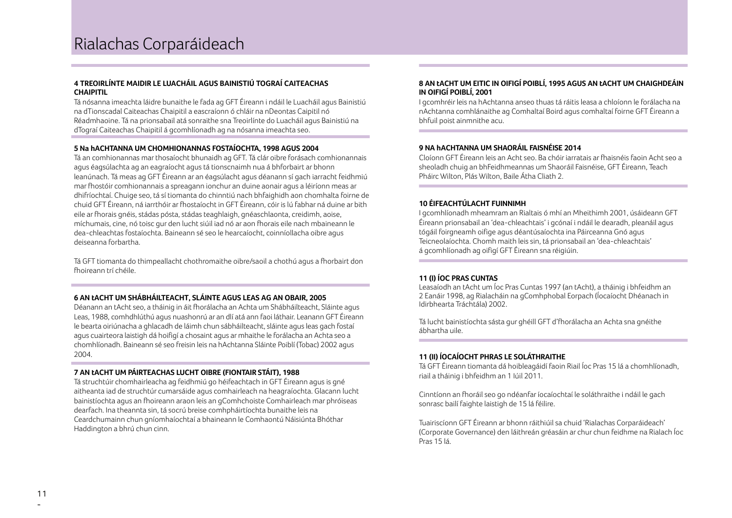# Rialachas Corparáideach

### 4 TREOIRLÍNTE MAIDIR LE LUACHÁIL AGUS BAINISTIÚ TOGRAÍ CAITEACHAS CHAIPITIL

Tá nósanna imeachta láidre bunaithe le fada ag GFT Éireann i ndáil le Luacháil agus Bainistiú na dTionscadal Caiteachas Chaipitil a eascraíonn ó chláir na nDeontas Caipitil nó Réadmhaoine. Tá na prionsabail atá sonraithe sna Treoirlínte do Luacháil agus Bainistiú na dTograí Caiteachas Chaipitil á gcomhlíonadh ag na nósanna imeachta seo.

### 5 Na hACHTANNA UM CHOMHIONANNAS FOSTAÍOCHTA, 1998 AGUS 2004

Tá an comhionannas mar thosaíocht bhunaidh ag GFT. Tá clár oibre forásach comhionannais agus éagsúlachta ag an eagraíocht agus tá tionscnaimh nua á bhforbairt ar bhonn leanúnach. Tá meas ag GFT Éireann ar an éagsúlacht agus déanann sí gach iarracht feidhmiú mar fhostóir comhionannais a spreagann ionchur an duine aonair agus a léiríonn meas ar dhifríochtaí. Chuige seo, tá sí tiomanta do chinntiú nach bhfaighidh aon chomhalta foirne de chuid GFT Éireann, ná iarrthóir ar fhostaíocht in GFT Éireann, cóir is lú fabhar ná duine ar bith eile ar fhorais gnéis, stádas pósta, stádas teaghlaigh, gnéaschlaonta, creidimh, aoise, míchumais, cine, nó toisc gur den lucht siúil iad nó ar aon fhorais eile nach mbaineann le dea-chleachtas fostaíochta. Baineann sé seo le hearcaíocht, coinníollacha oibre agus deiseanna forbartha.

Tá GFT tiomanta do thimpeallacht chothromaithe oibre/saoil a chothú agus a fhorbairt don fhoireann trí chéile.

### 6 AN tACHT UM SHÁBHÁILTEACHT, SLÁINTE AGUS LEAS AG AN OBAIR, 2005

Déanann an tAcht seo, a tháinig in áit fhorálacha an Achta um Shábháilteacht, Sláinte agus Leas, 1988, comhdhlúthú agus nuashonrú ar an dlí atá ann faoi láthair. Leanann GFT Éireann le bearta oiriúnacha a ghlacadh de láimh chun sábháilteacht, sláinte agus leas gach fostaí agus cuairteora laistigh dá hoifigí a chosaint agus ar mhaithe le forálacha an Achta seo a chomhlíonadh. Baineann sé seo freisin leis na hAchtanna Sláinte Poiblí (Tobac) 2002 agus 2004.

### 7 AN tACHT UM PÁIRTEACHAS LUCHT OIBRE (FIONTAIR STÁIT), 1988

Tá struchtúir chomhairleacha ag feidhmiú go héifeachtach in GFT Éireann agus is gné aitheanta iad de struchtúr cumarsáide agus comhairleach na heagraíochta. Glacann lucht bainistíochta agus an fhoireann araon leis an gComhchoiste Comhairleach mar phróiseas dearfach. Ina theannta sin, tá socrú breise comhpháirtíochta bunaithe leis na Ceardchumainn chun gníomhaíochtaí a bhaineann le Comhaontú Náisiúnta Bhóthar Haddington a bhrú chun cinn.

### 8 AN tACHT UM EITIC IN OIFIGÍ POIBLÍ, 1995 AGUS AN tACHT UM CHAIGHDEÁIN IN OIFIGÍ POIBLÍ, 2001

I gcomhréir leis na hAchtanna anseo thuas tá ráitis leasa a chloíonn le forálacha na nAchtanna comhlánaithe ag Comhaltaí Boird agus comhaltaí foirne GFT Éireann a bhfuil poist ainmnithe acu.

### 9 NA hACHTANNA UM SHAORÁIL FAISNÉISE 2014

Cloíonn GFT Éireann leis an Acht seo. Ba chóir iarratais ar fhaisnéis faoin Acht seo a sheoladh chuig an bhFeidhmeannas um Shaoráil Faisnéise, GFT Éireann, Teach Pháirc Wilton, Plás Wilton, Baile Átha Cliath 2.

### 10 ÉIFEACHTÚLACHT FUINNIMH

I gcomhlíonadh mheamram an Rialtais ó mhí an Mheithimh 2001, úsáideann GFT Éireann prionsabail an 'dea-chleachtais' i gcónaí i ndáil le dearadh, pleanáil agus tógáil foirgneamh oifige agus déantúsaíochta ina Páirceanna Gnó agus Teicneolaíochta. Chomh maith leis sin, tá prionsabail an 'dea-chleachtais' á gcomhlíonadh ag oifigí GFT Éireann sna réigiúin.

### 11 (I) ÍOC PRAS CUNTAS

Leasaíodh an tAcht um Íoc Pras Cuntas 1997 (an tAcht), a tháinig i bhfeidhm an 2 Eanáir 1998, ag Rialacháin na gComhphobal Eorpach (Íocaíocht Dhéanach in Idirbhearta Tráchtála) 2002.

Tá lucht bainistíochta sásta gur ghéill GFT d'fhorálacha an Achta sna gnéithe ábhartha uile.

### 11 (II) ÍOCAÍOCHT PHRAS LE SOLÁTHRAITHE

Tá GFT Éireann tiomanta dá hoibleagáidí faoin Riail Íoc Pras 15 lá a chomhlíonadh, riail a tháinig i bhfeidhm an 1 Iúil 2011.

Cinntíonn an fhoráil seo go ndéanfar íocaíochtaí le soláthraithe i ndáil le gach sonrasc bailí faighte laistigh de 15 lá féilire.

Tuairiscíonn GFT Éireann ar bhonn ráithiúil sa chuid 'Rialachas Corparáideach' (Corporate Governance) den láithreán gréasáin ar chur chun feidhme na Rialach Íoc Pras 15 lá.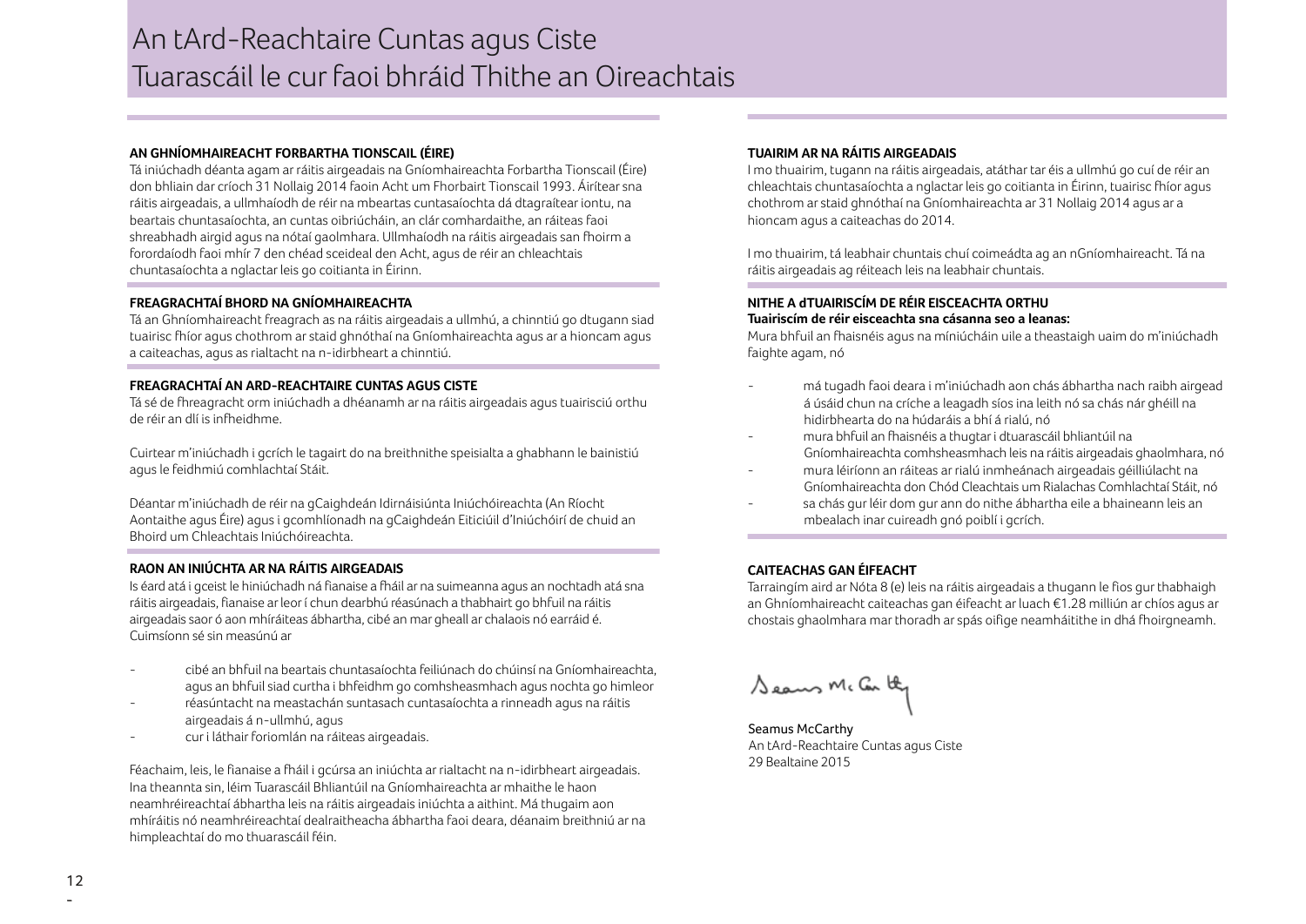# An tArd-Reachtaire Cuntas agus Ciste
# Tuarascáil le cur faoi bhráid Thithe an Oireachtais

### AN GHNÍOMHAIREACHT FORBARTHA TIONSCAIL (ÉIRE)

Tá iniúchadh déanta agam ar ráitis airgeadais na Gníomhaireachta Forbartha Tionscail (Éire) don bhliain dar críoch 31 Nollaig 2014 faoin Acht um Fhorbairt Tionscail 1993. Áirítear sna ráitis airgeadais, a ullmhaíodh de réir na mbeartas cuntasaíochta dá dtagraítear iontu, na beartais chuntasaíochta, an cuntas oibriúcháin, an clár comhardaithe, an ráiteas faoi shreabhadh airgid agus na nótaí gaolmhara. Ullmhaíodh na ráitis airgeadais san fhoirm a forordaíodh faoi mhír 7 den chéad sceideal den Acht, agus de réir an chleachtais chuntasaíochta a nglactar leis go coitianta in Éirinn.

### FREAGRACHTAÍ BHORD NA GNÍOMHAIREACHTA

Tá an Ghníomhaireacht freagrach as na ráitis airgeadais a ullmhú, a chinntiú go dtugann siad tuairisc fhíor agus chothrom ar staid ghnóthaí na Gníomhaireachta agus ar a hioncam agus a caiteachas, agus as rialtacht na n-idirbheart a chinntiú.

### FREAGRACHTAÍ AN ARD-REACHTAIRE CUNTAS AGUS CISTE

Tá sé de fhreagracht orm iniúchadh a dhéanamh ar na ráitis airgeadais agus tuairisciú orthu de réir an dlí is infheidhme.

Cuirtear m'iniúchadh i gcrích le tagairt do na breithnithe speisialta a ghabhann le bainistiú agus le feidhmiú comhlachtaí Stáit.

Déantar m'iniúchadh de réir na gCaighdeán Idirnáisiúnta Iniúchóireachta (An Ríocht Aontaithe agus Éire) agus i gcomhlíonadh na gCaighdeán Eiticiúil d'Iniúchóirí de chuid an Bhoird um Chleachtais Iniúchóireachta.

### RAON AN INIÚCHTA AR NA RÁITIS AIRGEADAIS

Is éard atá i gceist le hiniúchadh ná fianaise a fháil ar na suimeanna agus an nochtadh atá sna ráitis airgeadais, fianaise ar leor í chun dearbhú réasúnach a thabhairt go bhfuil na ráitis airgeadais saor ó aon mhíráiteas ábhartha, cibé an mar gheall ar chalaois nó earráid é. Cuimsíonn sé sin measúnú ar

- cibé an bhfuil na beartais chuntasaíochta feiliúnach do chúinsí na Gníomhaireachta, agus an bhfuil siad curtha i bhfeidhm go comhsheasmhach agus nochta go himleor
- réasúntacht na meastachán suntasach cuntasaíochta a rinneadh agus na ráitis airgeadais á n-ullmhú, agus
- cur i láthair foriomlán na ráiteas airgeadais.

Féachaim, leis, le fianaise a fháil i gcúrsa an iniúchta ar rialtacht na n-idirbheart airgeadais. Ina theannta sin, léim Tuarascáil Bhliantúil na Gníomhaireachta ar mhaithe le haon neamhréireachtaí ábhartha leis na ráitis airgeadais iniúchta a aithint. Má thugaim aon mhíráitis nó neamhréireachtaí dealraitheacha ábhartha faoi deara, déanaim breithniú ar na himpleachtaí do mo thuarascáil féin.

### TUAIRIM AR NA RÁITIS AIRGEADAIS

I mo thuairim, tugann na ráitis airgeadais, atáthar tar éis a ullmhú go cuí de réir an chleachtais chuntasaíochta a nglactar leis go coitianta in Éirinn, tuairisc fhíor agus chothrom ar staid ghnóthaí na Gníomhaireachta ar 31 Nollaig 2014 agus ar a hioncam agus a caiteachas do 2014.

I mo thuairim, tá leabhair chuntais chuí coimeádta ag an nGníomhaireacht. Tá na ráitis airgeadais ag réiteach leis na leabhair chuntais.

### NITHE A dTUAIRISCÍM DE RÉIR EISCEACHTA ORTHU

**Tuairiscím de réir eisceachta sna cásanna seo a leanas:**

Mura bhfuil an fhaisnéis agus na míniúcháin uile a theastaigh uaim do m'iniúchadh faighte agam, nó

- má tugadh faoi deara i m'iniúchadh aon chás ábhartha nach raibh airgead á úsáid chun na críche a leagadh síos ina leith nó sa chás nár ghéill na hidirbhearta do na húdaráis a bhí á rialú, nó
- mura bhfuil an fhaisnéis a thugtar i dtuarascáil bhliantúil na Gníomhaireachta comhsheasmhach leis na ráitis airgeadais ghaolmhara, nó
- mura léiríonn an ráiteas ar rialú inmheánach airgeadais géilliúlacht na Gníomhaireachta don Chód Cleachtais um Rialachas Comhlachtaí Stáit, nó
- sa chás gur léir dom gur ann do nithe ábhartha eile a bhaineann leis an mbealach inar cuireadh gnó poiblí i gcrích.

### CAITEACHAS GAN ÉIFEACHT

Tarraingím aird ar Nóta 8 (e) leis na ráitis airgeadais a thugann le fios gur thabhaigh an Ghníomhaireacht caiteachas gan éifeacht ar luach €1.28 milliún ar chíos agus ar chostais ghaolmhara mar thoradh ar spás oifige neamháitithe in dhá fhoirgneamh.

Seamus McCarthy
An tArd-Reachtaire Cuntas agus Ciste
29 Bealtaine 2015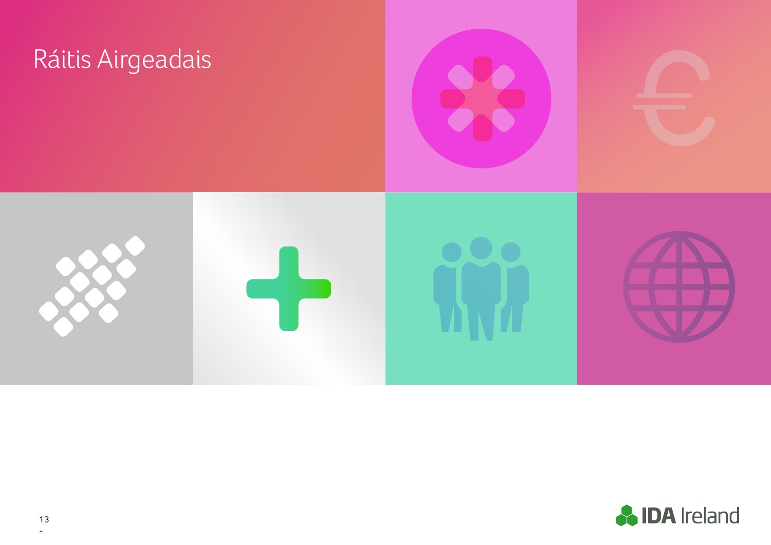# Ráitis Airgeadais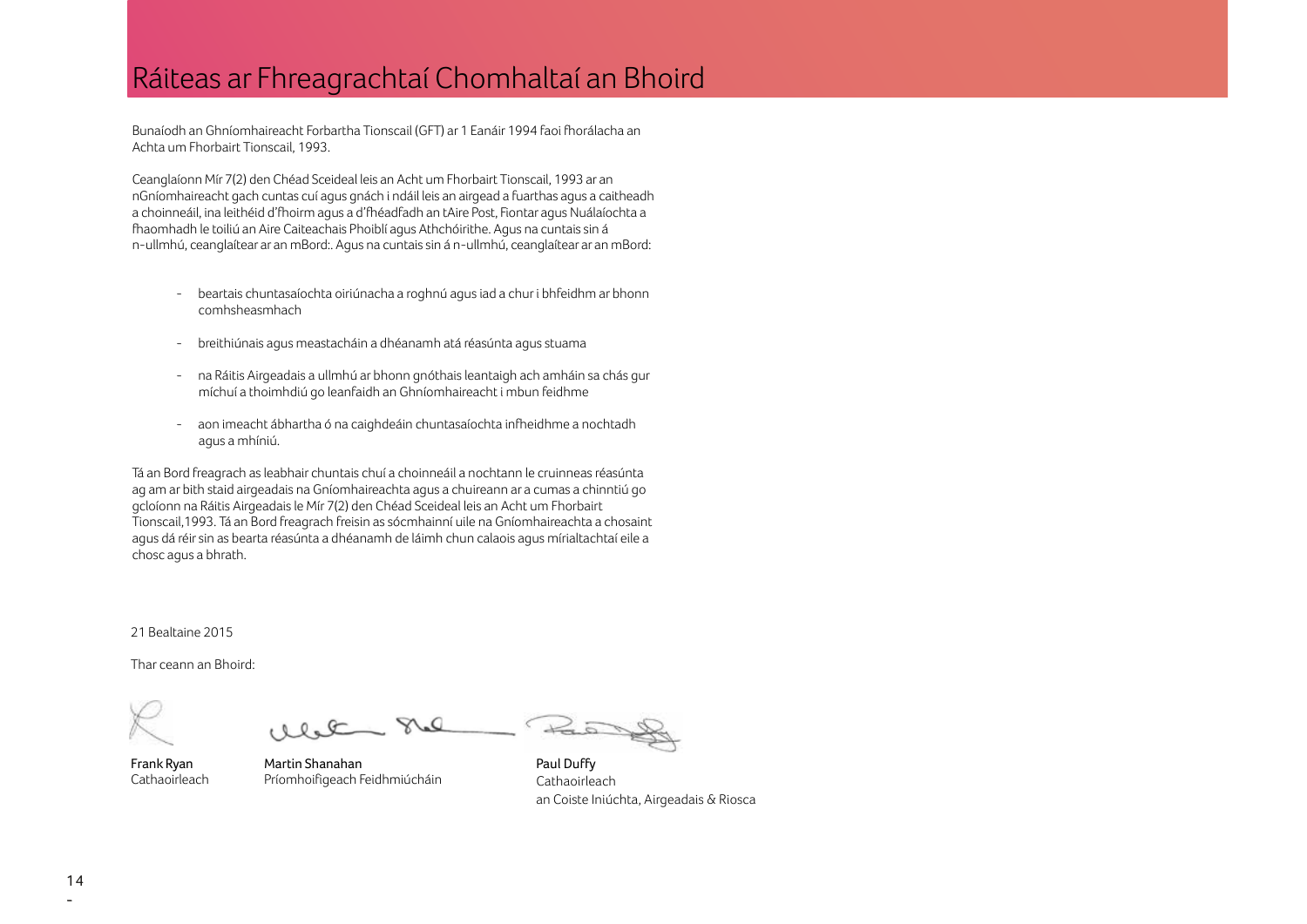# Ráiteas ar Fhreagrachtaí Chomhaltaí an Bhoird

Bunaíodh an Ghníomhaireacht Forbartha Tionscail (GFT) ar 1 Eanáir 1994 faoi fhorálacha an Achta um Fhorbairt Tionscail, 1993.

Ceanglaíonn Mír 7(2) den Chéad Sceideal leis an Acht um Fhorbairt Tionscail, 1993 ar an nGníomhaireacht gach cuntas cuí agus gnách i ndáil leis an airgead a fuarthas agus a caitheadh a choinneáil, ina leithéid d'fhoirm agus a d'fhéadfadh an tAire Post, Fiontar agus Nuálaíochta a fhaomhadh le toiliú an Aire Caiteachais Phoiblí agus Athchóirithe. Agus na cuntais sin á n-ullmhú, ceanglaítear ar an mBord:. Agus na cuntais sin á n-ullmhú, ceanglaítear ar an mBord:

- beartais chuntasaíochta oiriúnacha a roghnú agus iad a chur i bhfeidhm ar bhonn comhsheasmhach
- breithiúnais agus meastacháin a dhéanamh atá réasúnta agus stuama
- na Ráitis Airgeadais a ullmhú ar bhonn gnóthais leantaigh ach amháin sa chás gur míchuí a thoimhdiú go leanfaidh an Ghníomhaireacht i mbun feidhme
- aon imeacht ábhartha ó na caighdeáin chuntasaíochta infheidhme a nochtadh agus a mhíniú.

Tá an Bord freagrach as leabhair chuntais chuí a choinneáil a nochtann le cruinneas réasúnta ag am ar bith staid airgeadais na Gníomhaireachta agus a chuireann ar a cumas a chinntiú go gcloíonn na Ráitis Airgeadais le Mír 7(2) den Chéad Sceideal leis an Acht um Fhorbairt Tionscail,1993. Tá an Bord freagrach freisin as sócmhainní uile na Gníomhaireachta a chosaint agus dá réir sin as bearta réasúnta a dhéanamh de láimh chun calaois agus mírialtachtaí eile a chosc agus a bhrath.

21 Bealtaine 2015

Thar ceann an Bhoird:

**Frank Ryan**
Cathaoirleach

**Martin Shanahan**
Príomhoifigeach Feidhmiúcháin

**Paul Duffy**
Cathaoirleach
an Coiste Iniúchta, Airgeadais & Riosca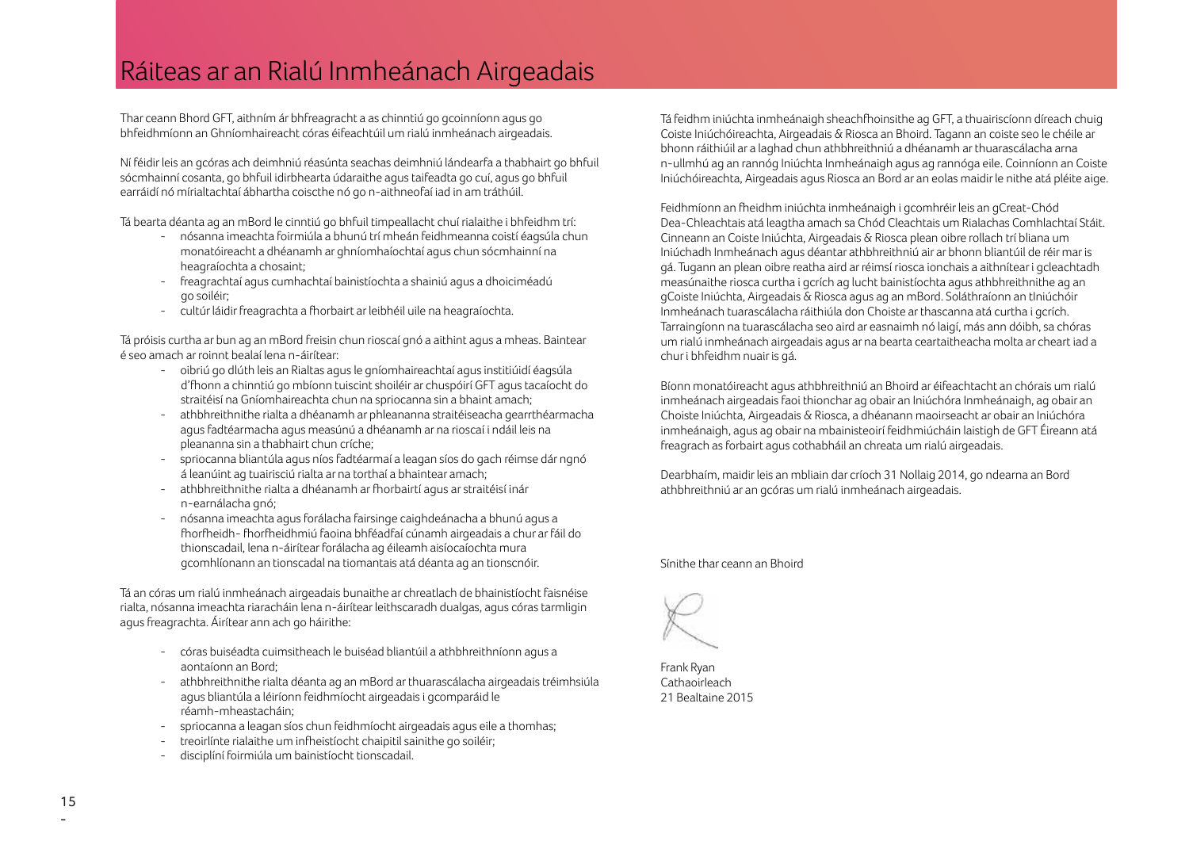# Ráiteas ar an Rialú Inmheánach Airgeadais

Thar ceann Bhord GFT, aithním ár bhfreagracht a as chinntiú go gcoinníonn agus go bhfeidhmíonn an Ghníomhaireacht córas éifeachtúil um rialú inmheánach airgeadais.

Ní féidir leis an gcóras ach deimhniú réasúnta seachas deimhniú lándearfa a thabhairt go bhfuil sócmhainní cosanta, go bhfuil idirbhearta údaraithe agus taifeadta go cuí, agus go bhfuil earráidí nó mírialtachtaí ábhartha coiscthe nó go n-aithneofaí iad in am tráthúil.

Tá bearta déanta ag an mBord le cinntiú go bhfuil timpeallacht chuí rialaithe i bhfeidhm trí:

- nósanna imeachta foirmiúla a bhunú trí mheán feidhmeanna coistí éagsúla chun monatóireacht a dhéanamh ar ghníomhaíochtaí agus chun sócmhainní na heagraíochta a chosaint;
- freagrachtaí agus cumhachtaí bainistíochta a shainiú agus a dhoiciméadú go soiléir;
- cultúr láidir freagrachta a fhorbairt ar leibhéil uile na heagraíochta.

Tá próisis curtha ar bun ag an mBord freisin chun rioscaí gnó a aithint agus a mheas. Baintear é seo amach ar roinnt bealaí lena n-áirítear:

- oibriú go dlúth leis an Rialtas agus le gníomhaireachtaí agus institiúidí éagsúla d'fhonn a chinntiú go mbíonn tuiscint shoiléir ar chuspóirí GFT agus tacaíocht do straitéisí na Gníomhaireachta chun na spriocanna sin a bhaint amach;
- athbhreithnithe rialta a dhéanamh ar phleananna straitéiseacha gearrthéarmacha agus fadtéarmacha agus measúnú a dhéanamh ar na rioscaí i ndáil leis na pleananna sin a thabhairt chun críche;
- spriocanna bliantúla agus níos fadtéarmaí a leagan síos do gach réimse dár ngnó á leanúint ag tuairisciú rialta ar na torthaí a bhaintear amach;
- athbhreithnithe rialta a dhéanamh ar fhorbairtí agus ar straitéisí inár n-earnálacha gnó;
- nósanna imeachta agus forálacha fairsinge caighdeánacha a bhunú agus a fhorfheidh- fhorfheidhmiú faoina bhféadfaí cúnamh airgeadais a chur ar fáil do thionscadail, lena n-áirítear forálacha ag éileamh aisíocaíochta mura gcomhlíonann an tionscadal na tiomantais atá déanta ag an tionscnóir.

Tá an córas um rialú inmheánach airgeadais bunaithe ar chreatlach de bhainistíocht faisnéise rialta, nósanna imeachta riaracháin lena n-áirítear leithscaradh dualgas, agus córas tarmligin agus freagrachta. Áirítear ann ach go háirithe:

- córas buiséadta cuimsitheach le buiséad bliantúil a athbhreithníonn agus a aontaíonn an Bord;
- athbhreithnithe rialta déanta ag an mBord ar thuarascálacha airgeadais tréimhsiúla agus bliantúla a léiríonn feidhmíocht airgeadais i gcomparáid le réamh-mheastacháin;
- spriocanna a leagan síos chun feidhmíocht airgeadais agus eile a thomhas;
- treoirlínte rialaithe um infheistíocht chaipitil sainithe go soiléir;
- disciplíní foirmiúla um bainistíocht tionscadail.

Tá feidhm iniúchta inmheánaigh sheachfhoinsithe ag GFT, a thuairiscíonn díreach chuig Coiste Iniúchóireachta, Airgeadais & Riosca an Bhoird. Tagann an coiste seo le chéile ar bhonn ráithiúil ar a laghad chun athbhreithniú a dhéanamh ar thuarascálacha arna n-ullmhú ag an rannóg Iniúchta Inmheánaigh agus ag rannóga eile. Coinníonn an Coiste Iniúchóireachta, Airgeadais agus Riosca an Bord ar an eolas maidir le nithe atá pléite aige.

Feidhmíonn an fheidhm iniúchta inmheánaigh i gcomhréir leis an gCreat-Chód Dea-Chleachtais atá leagtha amach sa Chód Cleachtais um Rialachas Comhlachtaí Stáit. Cinneann an Coiste Iniúchta, Airgeadais & Riosca plean oibre rollach trí bliana um Iniúchadh Inmheánach agus déantar athbhreithniú air ar bhonn bliantúil de réir mar is gá. Tugann an plean oibre reatha aird ar réimsí riosca ionchais a aithnítear i gcleachtadh measúnaithe riosca curtha i gcrích ag lucht bainistíochta agus athbhreithnithe ag an gCoiste Iniúchta, Airgeadais & Riosca agus ag an mBord. Soláthraíonn an tIniúchóir Inmheánach tuarascálacha ráithiúla don Choiste ar thascanna atá curtha i gcrích. Tarraingíonn na tuarascálacha seo aird ar easnaimh nó laigí, más ann dóibh, sa chóras um rialú inmheánach airgeadais agus ar na bearta ceartaitheacha molta ar cheart iad a chur i bhfeidhm nuair is gá.

Bíonn monatóireacht agus athbhreithniú an Bhoird ar éifeachtacht an chórais um rialú inmheánach airgeadais faoi thionchar ag obair an Iniúchóra Inmheánaigh, ag obair an Choiste Iniúchta, Airgeadais & Riosca, a dhéanann maoirseacht ar obair an Iniúchóra inmheánaigh, agus ag obair na mbainisteoirí feidhmiúcháin laistigh de GFT Éireann atá freagrach as forbairt agus cothabháil an chreata um rialú airgeadais.

Dearbhaím, maidir leis an mbliain dar críoch 31 Nollaig 2014, go ndearna an Bord athbhreithniú ar an gcóras um rialú inmheánach airgeadais.

Sínithe thar ceann an Bhoird

Frank Ryan  
Cathaoirleach  
21 Bealtaine 2015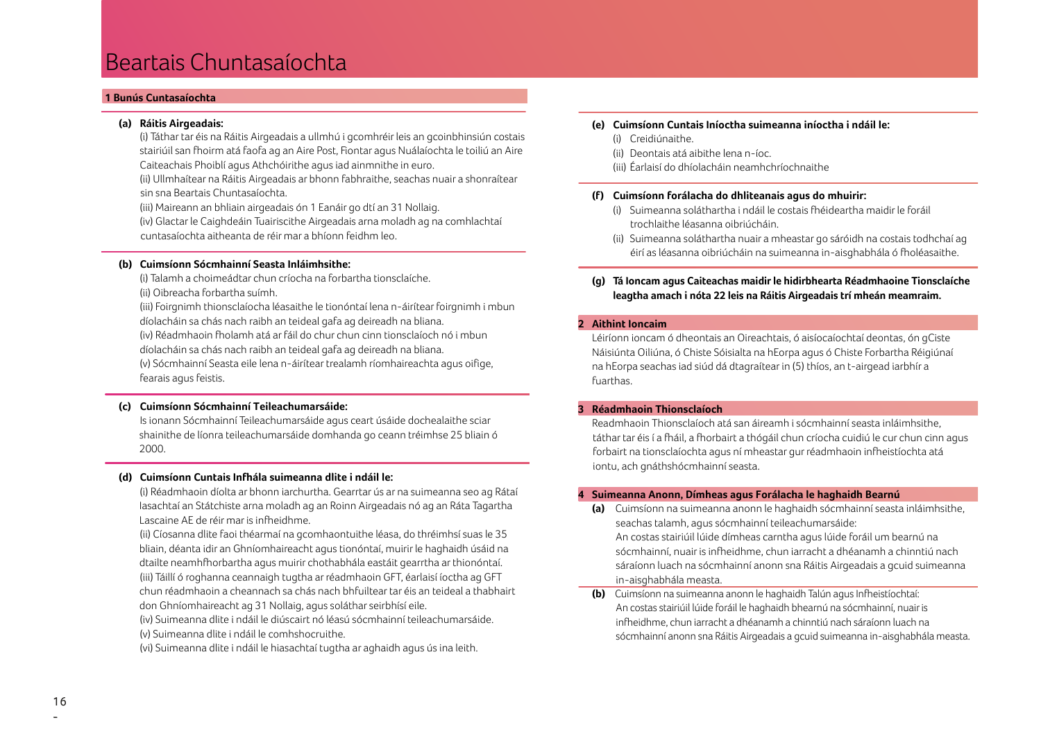# Beartais Chuntasaíochta

## 1 Bunús Cuntasaíochta

**(a) Ráitis Airgeadais:**

(i) Táthar tar éis na Ráitis Airgeadais a ullmhú i gcomhréir leis an gcoinbhinsiún costais stairiúil san fhoirm atá faofa ag an Aire Post, Fiontar agus Nuálaíochta le toiliú an Aire Caiteachais Phoiblí agus Athchóirithe agus iad ainmnithe in euro.

(ii) Ullmhaítear na Ráitis Airgeadais ar bhonn fabhraithe, seachas nuair a shonraítear sin sna Beartais Chuntasaíochta.

(iii) Maireann an bhliain airgeadais ón 1 Eanáir go dtí an 31 Nollaig.

(iv) Glactar le Caighdeáin Tuairiscithe Airgeadais arna moladh ag na comhlachtaí cuntasaíochta aitheanta de réir mar a bhíonn feidhm leo.

**(b) Cuimsíonn Sócmhainní Seasta Inláimhsithe:**

(i) Talamh a choimeádtar chun críocha na forbartha tionsclaíche.

(ii) Oibreacha forbartha suímh.

(iii) Foirgnimh thionsclaíocha léasaithe le tionóntaí lena n-áirítear foirgnimh i mbun díolacháin sa chás nach raibh an teideal gafa ag deireadh na bliana.

(iv) Réadmhaoin fholamh atá ar fáil do chur chun cinn tionsclaíoch nó i mbun díolacháin sa chás nach raibh an teideal gafa ag deireadh na bliana.

(v) Sócmhainní Seasta eile lena n-áirítear trealamh ríomhaireachta agus oifige, fearais agus feistis.

**(c) Cuimsíonn Sócmhainní Teileachumarsáide:**

Is ionann Sócmhainní Teileachumarsáide agus ceart úsáide dochealaithe sciar shainithe de líonra teileachumarsáide domhanda go ceann tréimhse 25 bliain ó 2000.

**(d) Cuimsíonn Cuntais Infhála suimeanna dlite i ndáil le:**

(i) Réadmhaoin díolta ar bhonn iarchurtha. Gearrtar ús ar na suimeanna seo ag Rátaí Iasachtaí an Státchiste arna moladh ag an Roinn Airgeadais nó ag an Ráta Tagartha Lascaine AE de réir mar is infheidhme.

(ii) Cíosanna dlite faoi théarmaí na gcomhaontuithe léasa, do thréimhsí suas le 35 bliain, déanta idir an Ghníomhaireacht agus tionóntaí, muirir le haghaidh úsáid na dtailte neamhfhorbartha agus muirir chothabhála eastáit gearrtha ar thionóntaí.

(iii) Táillí ó roghanna ceannaigh tugtha ar réadmhaoin GFT, éarlaisí íoctha ag GFT chun réadmhaoin a cheannach sa chás nach bhfuiltear tar éis an teideal a thabhairt don Ghníomhaireacht ag 31 Nollaig, agus soláthar seirbhísí eile.

(iv) Suimeanna dlite i ndáil le diúscairt nó léasú sócmhainní teileachumarsáide.

(v) Suimeanna dlite i ndáil le comhshocruithe.

(vi) Suimeanna dlite i ndáil le hiasachtaí tugtha ar aghaidh agus ús ina leith.

**(e) Cuimsíonn Cuntais Iníoctha suimeanna iníoctha i ndáil le:**

(i) Creidiúnaithe.

(ii) Deontais atá aibithe lena n-íoc.

(iii) Éarlaisí do dhíolacháin neamhchríochnaithe

**(f) Cuimsíonn forálacha do dhliteanais agus do mhuirir:**

(i) Suimeanna soláthartha i ndáil le costais fhéideartha maidir le foráil trochlaithe léasanna oibriúcháin.

(ii) Suimeanna soláthartha nuair a mheastar go sáróidh na costais todhchaí ag éirí as léasanna oibriúcháin na suimeanna in-aisghabhála ó fholéasaithe.

**(g) Tá Ioncam agus Caiteachas maidir le hidirbhearta Réadmhaoine Tionsclaíche leagtha amach i nóta 22 leis na Ráitis Airgeadais trí mheán meamraim.**

## 2 Aithint Ioncaim

Léiríonn ioncam ó dheontais an Oireachtais, ó aisíocaíochtaí deontas, ón gCiste Náisiúnta Oiliúna, ó Chiste Sóisialta na hEorpa agus ó Chiste Forbartha Réigiúnaí na hEorpa seachas iad siúd dá dtagraítear in (5) thíos, an t-airgead iarbhír a fuarthas.

## 3 Réadmhaoin Thionsclaíoch

Readmhaoin Thionsclaíoch atá san áireamh i sócmhainní seasta inláimhsithe, táthar tar éis í a fháil, a fhorbairt a thógáil chun críocha cuidiú le cur chun cinn agus forbairt na tionsclaíochta agus ní mheastar gur réadmhaoin infheistíochta atá iontu, ach gnáthshócmhainní seasta.

## 4 Suimeanna Anonn, Dímheas agus Forálacha le haghaidh Bearnú

**(a)** Cuimsíonn na suimeanna anonn le haghaidh sócmhainní seasta inláimhsithe, seachas talamh, agus sócmhainní teileachumarsáide:
An costas stairiúil lúide dímheas carntha agus lúide foráil um bearnú na sócmhainní, nuair is infheidhme, chun iarracht a dhéanamh a chinntiú nach sáraíonn luach na sócmhainní anonn sna Ráitis Airgeadais a gcuid suimeanna in-aisghabhála measta.

**(b)** Cuimsíonn na suimeanna anonn le haghaidh Talún agus Infheistíochtaí:
An costas stairiúil lúide foráil le haghaidh bhearnú na sócmhainní, nuair is infheidhme, chun iarracht a dhéanamh a chinntiú nach sáraíonn luach na sócmhainní anonn sna Ráitis Airgeadais a gcuid suimeanna in-aisghabhála measta.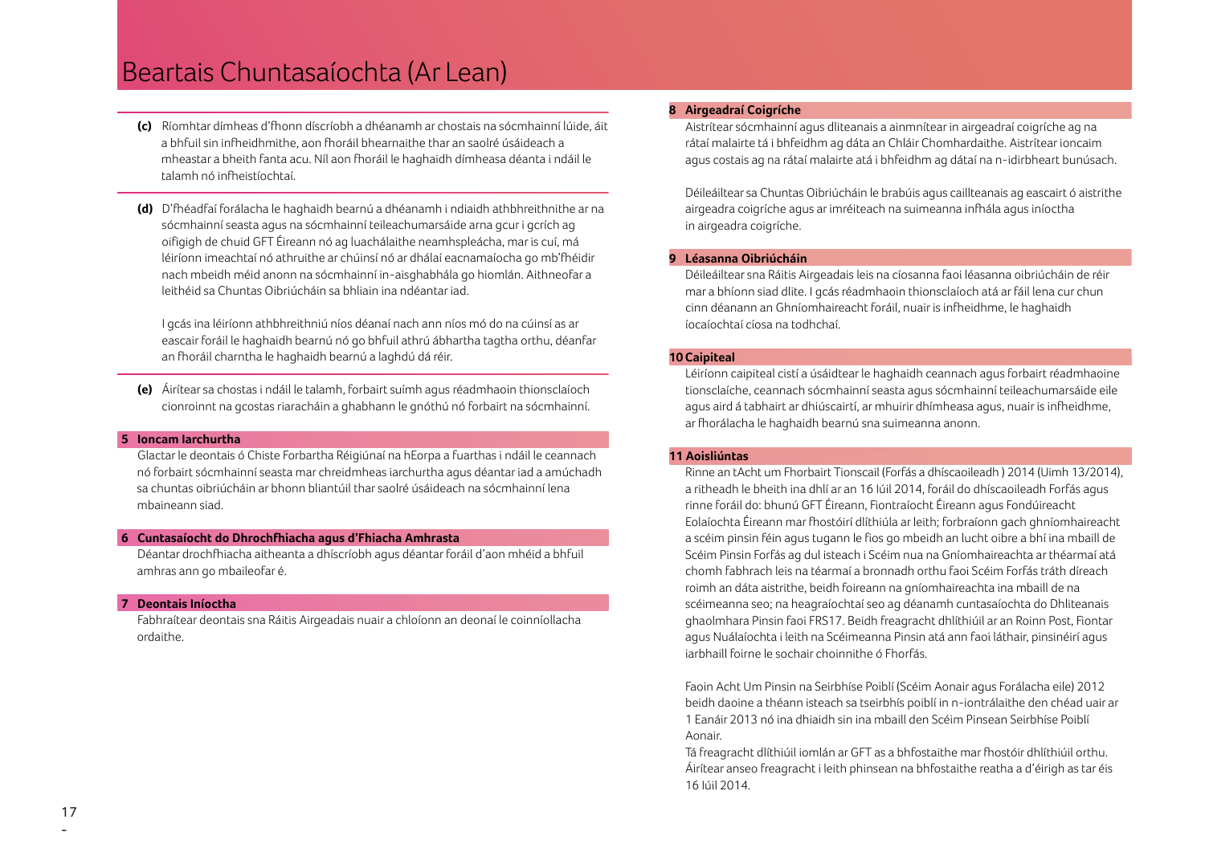# Beartais Chuntasaíochta (Ar Lean)

**(c)** Ríomhtar dímheas d'fhonn díscríobh a dhéanamh ar chostais na sócmhainní lúide, áit a bhfuil sin infheidhmithe, aon fhoráil bhearnaithe thar an saolré úsáideach a mheastar a bheith fanta acu. Níl aon fhoráil le haghaidh dímheasa déanta i ndáil le talamh nó infheistíochtaí.

**(d)** D'fhéadfaí forálacha le haghaidh bearnú a dhéanamh i ndiaidh athbhreithnithe ar na sócmhainní seasta agus na sócmhainní teileachumarsáide arna gcur i gcrích ag oifigigh de chuid GFT Éireann nó ag luachálaithe neamhspleácha, mar is cuí, má léiríonn imeachtaí nó athruithe ar chúinsí nó ar dhálaí eacnamaíocha go mb'fhéidir nach mbeidh méid anonn na sócmhainní in-aisghabhála go hiomlán. Aithneofar a leithéid sa Chuntas Oibriúcháin sa bhliain ina ndéantar iad.

I gcás ina léiríonn athbhreithniú níos déanaí nach ann níos mó do na cúinsí as ar eascair foráil le haghaidh bearnú nó go bhfuil athrú ábhartha tagtha orthu, déanfar an fhoráil charntha le haghaidh bearnú a laghdú dá réir.

**(e)** Áirítear sa chostas i ndáil le talamh, forbairt suímh agus réadmhaoin thionsclaíoch cionroinnt na gcostas riaracháin a ghabhann le gnóthú nó forbairt na sócmhainní.

## 5 Ioncam Iarchurtha

Glactar le deontais ó Chiste Forbartha Réigiúnaí na hEorpa a fuarthas i ndáil le ceannach nó forbairt sócmhainní seasta mar chreidmheas iarchurtha agus déantar iad a amúchadh sa chuntas oibriúcháin ar bhonn bliantúil thar saolré úsáideach na sócmhainní lena mbaineann siad.

## 6 Cuntasaíocht do Dhrochfhiacha agus d'Fhiacha Amhrasta

Déantar drochfhiacha aitheanta a dhíscríobh agus déantar foráil d'aon mhéid a bhfuil amhras ann go mbaileofar é.

## 7 Deontais Iníoctha

Fabhraítear deontais sna Ráitis Airgeadais nuair a chloíonn an deonaí le coinníollacha ordaithe.

## 8 Airgeadraí Coigríche

Aistrítear sócmhainní agus dliteanais a ainmnítear in airgeadraí coigríche ag na rátaí malairte tá i bhfeidhm ag dáta an Chláir Chomhardaithe. Aistrítear ioncaim agus costais ag na rátaí malairte atá i bhfeidhm ag dátaí na n-idirbheart bunúsach.

Déileáiltear sa Chuntas Oibriúcháin le brabúis agus caillteanais ag eascairt ó aistrithe airgeadra coigríche agus ar imréiteach na suimeanna infhála agus iníoctha in airgeadra coigríche.

## 9 Léasanna Oibriúcháin

Déileáiltear sna Ráitis Airgeadais leis na cíosanna faoi léasanna oibriúcháin de réir mar a bhíonn siad dlite. I gcás réadmhaoin thionsclaíoch atá ar fáil lena cur chun cinn déanann an Ghníomhaireacht foráil, nuair is infheidhme, le haghaidh íocaíochtaí cíosa na todhchaí.

## 10 Caipiteal

Léiríonn caipiteal cistí a úsáidtear le haghaidh ceannach agus forbairt réadmhaoine tionsclaíche, ceannach sócmhainní seasta agus sócmhainní teileachumarsáide eile agus aird á tabhairt ar dhiúscairtí, ar mhuirir dhímheasa agus, nuair is infheidhme, ar fhorálacha le haghaidh bearnú sna suimeanna anonn.

## 11 Aoisliúntas

Rinne an tAcht um Fhorbairt Tionscail (Forfás a dhíscaoileadh ) 2014 (Uimh 13/2014), a ritheadh le bheith ina dhlí ar an 16 Iúil 2014, foráil do dhíscaoileadh Forfás agus rinne foráil do: bhunú GFT Éireann, Fiontraíocht Éireann agus Fondúireacht Eolaíochta Éireann mar fhostóirí dlíthiúla ar leith; forbraíonn gach ghníomhaireacht a scéim pinsin féin agus tugann le fios go mbeidh an lucht oibre a bhí ina mbaill de Scéim Pinsin Forfás ag dul isteach i Scéim nua na Gníomhaireachta ar théarmaí atá chomh fabhrach leis na téarmaí a bronnadh orthu faoi Scéim Forfás tráth díreach roimh an dáta aistrithe, beidh foireann na gníomhaireachta ina mbaill de na scéimeanna seo; na heagraíochtaí seo ag déanamh cuntasaíochta do Dhliteanais ghaolmhara Pinsin faoi FRS17. Beidh freagracht dhlíthiúil ar an Roinn Post, Fiontar agus Nuálaíochta i leith na Scéimeanna Pinsin atá ann faoi láthair, pinsinéirí agus iarbhaill foirne le sochair choinnithe ó Fhorfás.

Faoin Acht Um Pinsin na Seirbhíse Poiblí (Scéim Aonair agus Forálacha eile) 2012 beidh daoine a théann isteach sa tseirbhís poiblí in n-iontrálaithe den chéad uair ar 1 Eanáir 2013 nó ina dhiaidh sin ina mbaill den Scéim Pinsean Seirbhíse Poiblí Aonair.

Tá freagracht dlíthiúil iomlán ar GFT as a bhfostaithe mar fhostóir dhlíthiúil orthu. Áirítear anseo freagracht i leith phinsean na bhfostaithe reatha a d'éirigh as tar éis 16 Iúil 2014.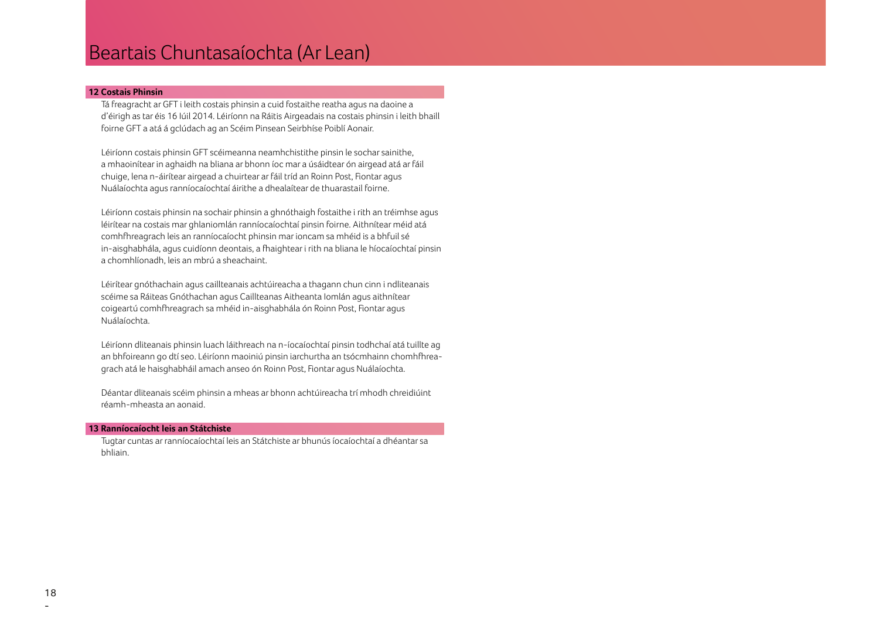# Beartais Chuntasaíochta (Ar Lean)

## 12 Costais Phinsin

Tá freagracht ar GFT i leith costais phinsin a cuid fostaithe reatha agus na daoine a d'éirigh as tar éis 16 Iúil 2014. Léiríonn na Ráitis Airgeadais na costais phinsin i leith bhaill foirne GFT a atá á gclúdach ag an Scéim Pinsean Seirbhíse Poiblí Aonair.

Léiríonn costais phinsin GFT scéimeanna neamhchistithe pinsin le sochar sainithe, a mhaoinítear in aghaidh na bliana ar bhonn íoc mar a úsáidtear ón airgead atá ar fáil chuige, lena n-áirítear airgead a chuirtear ar fáil tríd an Roinn Post, Fiontar agus Nuálaíochta agus ranníocaíochtaí áirithe a dhealaítear de thuarastail foirne.

Léiríonn costais phinsin na sochair phinsin a ghnóthaigh fostaithe i rith an tréimhse agus léirítear na costais mar ghlaniomlán ranníocaíochtaí pinsin foirne. Aithnítear méid atá comhfhreagrach leis an ranníocaíocht phinsin mar ioncam sa mhéid is a bhfuil sé in-aisghabhála, agus cuidíonn deontais, a fhaightear i rith na bliana le híocaíochtaí pinsin a chomhlíonadh, leis an mbrú a sheachaint.

Léirítear gnóthachain agus caillteanais achtúireacha a thagann chun cinn i ndliteanais scéime sa Ráiteas Gnóthachan agus Caillteanas Aitheanta Iomlán agus aithnítear coigeartú comhfhreagrach sa mhéid in-aisghabhála ón Roinn Post, Fiontar agus Nuálaíochta.

Léiríonn dliteanais phinsin luach láithreach na n-íocaíochtaí pinsin todhchaí atá tuillte ag an bhfoireann go dtí seo. Léiríonn maoiniú pinsin iarchurtha an tsócmhainn chomhfhreagrach atá le haisghabháil amach anseo ón Roinn Post, Fiontar agus Nuálaíochta.

Déantar dliteanais scéim phinsin a mheas ar bhonn achtúireacha trí mhodh chreidiúint réamh-mheasta an aonaid.

## 13 Ranníocaíocht leis an Státchiste

Tugtar cuntas ar ranníocaíochtaí leis an Státchiste ar bhunús íocaíochtaí a dhéantar sa bhliain.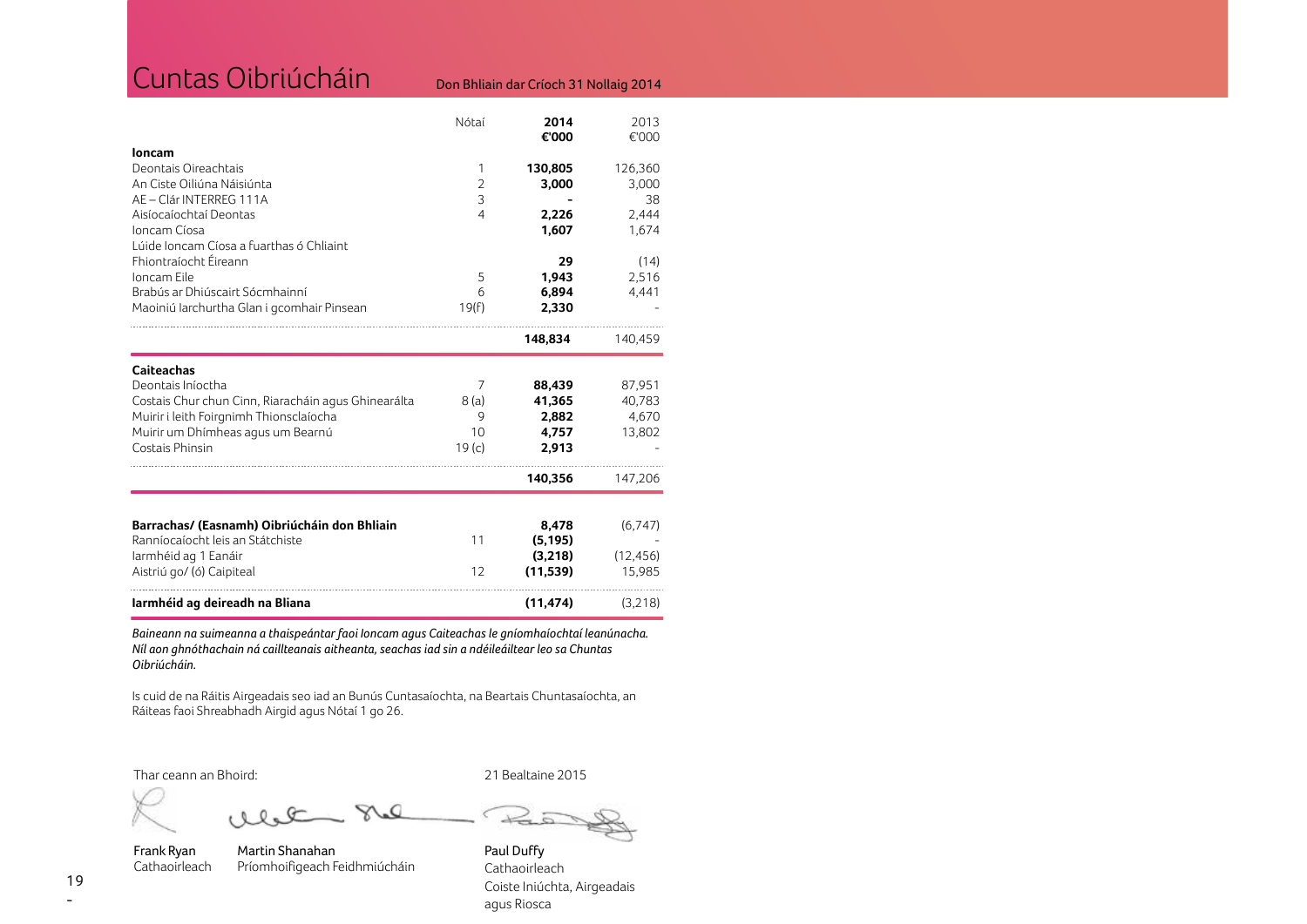# Cuntas Oibriúcháin

Don Bhliain dar Críoch 31 Nollaig 2014

| | Nótaí | 2014 €'000 | 2013 €'000 |
|---|---|---|---|
| **Ioncam** | | | |
| Deontais Oireachtais | 1 | **130,805** | 126,360 |
| An Ciste Oiliúna Náisiúnta | 2 | **3,000** | 3,000 |
| AE – Clár INTERREG 111A | 3 | **-** | 38 |
| Aisíocaíochtaí Deontas | 4 | **2,226** | 2,444 |
| Ioncam Cíosa | | **1,607** | 1,674 |
| Lúide Ioncam Cíosa a fuarthas ó Chliaint Fhiontraíocht Éireann | | **29** | (14) |
| Ioncam Eile | 5 | **1,943** | 2,516 |
| Brabús ar Dhiúscairt Sócmhainní | 6 | **6,894** | 4,441 |
| Maoiniú Iarchurtha Glan i gcomhair Pinsean | 19(f) | **2,330** | - |
| | | **148,834** | 140,459 |
| **Caiteachas** | | | |
| Deontais Iníoctha | 7 | **88,439** | 87,951 |
| Costais Chur chun Cinn, Riaracháin agus Ghinearálta | 8 (a) | **41,365** | 40,783 |
| Muirir i leith Foirgnimh Thionsclaíocha | 9 | **2,882** | 4,670 |
| Muirir um Dhímheas agus um Bearnú | 10 | **4,757** | 13,802 |
| Costais Phinsin | 19 (c) | **2,913** | - |
| | | **140,356** | 147,206 |
| **Barrachas/ (Easnamh) Oibriúcháin don Bhliain** | | **8,478** | (6,747) |
| Ranníocaíocht leis an Státchiste | 11 | **(5,195)** | - |
| Iarmhéid ag 1 Eanáir | | **(3,218)** | (12,456) |
| Aistriú go/ (ó) Caipiteal | 12 | **(11,539)** | 15,985 |
| **Iarmhéid ag deireadh na Bliana** | | **(11,474)** | (3,218) |

***Baineann na suimeanna a thaispeántar faoi Ioncam agus Caiteachas le gníomhaíochtaí leanúnacha. Níl aon ghnóthachain ná caillteanais aitheanta, seachas iad sin a ndéileáiltear leo sa Chuntas Oibriúcháin.***

Is cuid de na Ráitis Airgeadais seo iad an Bunús Cuntasaíochta, na Beartais Chuntasaíochta, an Ráiteas faoi Shreabhadh Airgid agus Nótaí 1 go 26.

Thar ceann an Bhoird:

21 Bealtaine 2015

Frank Ryan
Cathaoirleach

Martin Shanahan
Príomhoifigeach Feidhmiúcháin

Paul Duffy
Cathaoirleach
Coiste Iniúchta, Airgeadais agus Riosca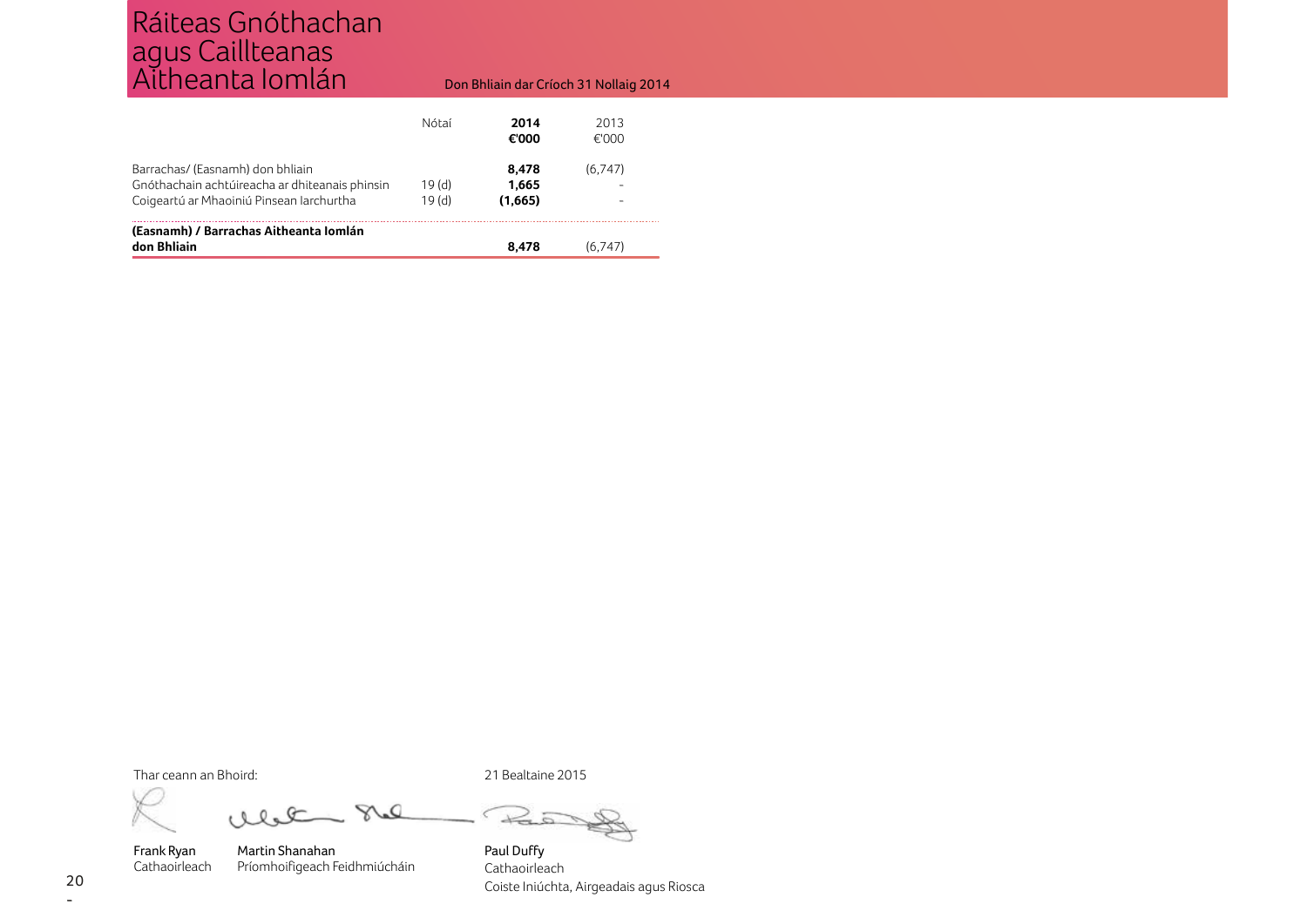# Ráiteas Gnóthachan agus Caillteanas Aitheanta Iomlán

Don Bhliain dar Críoch 31 Nollaig 2014

| | Nótaí | **2014 €'000** | 2013 €'000 |
|---|---|---|---|
| Barrachas/ (Easnamh) don bhliain | | **8,478** | (6,747) |
| Gnóthachain achtúireacha ar dhliteanais phinsin | 19 (d) | **1,665** | - |
| Coigeartú ar Mhaoiniú Pinsean Iarchurtha | 19 (d) | **(1,665)** | - |
| **(Easnamh) / Barrachas Aitheanta Iomlán don Bhliain** | | **8,478** | (6,747) |

Thar ceann an Bhoird:

21 Bealtaine 2015

Frank Ryan
Cathaoirleach

Martin Shanahan
Príomhoifigeach Feidhmiúcháin

Paul Duffy
Cathaoirleach
Coiste Iniúchta, Airgeadais agus Riosca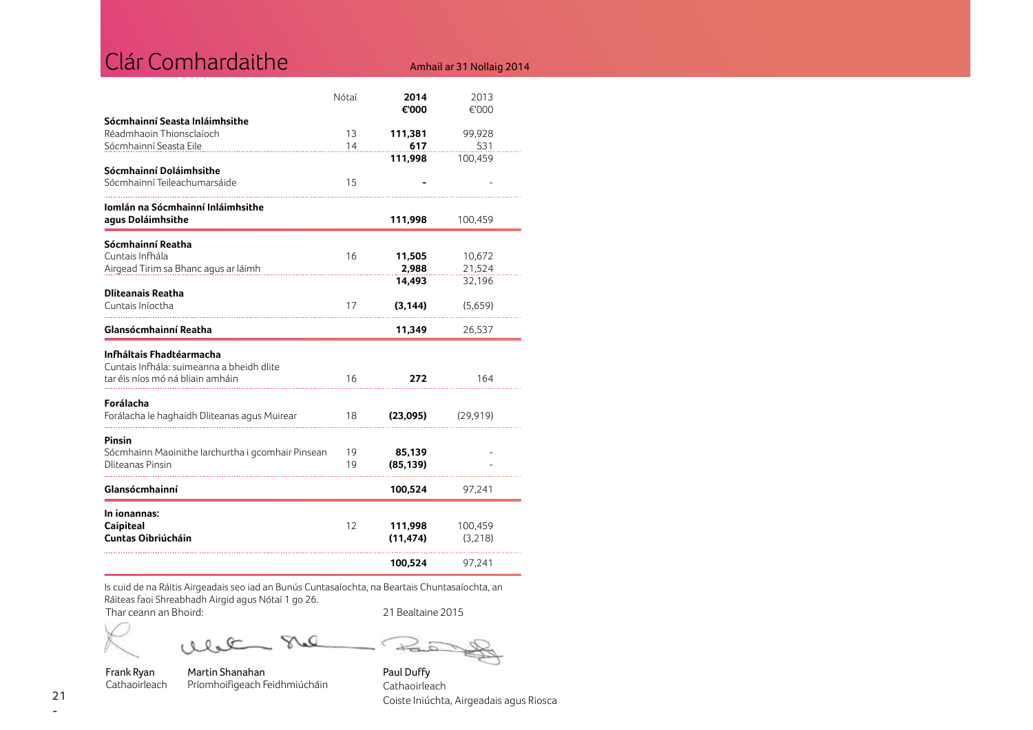# Clár Comhardaithe

Amhail ar 31 Nollaig 2014

| | Nótaí | 2014 €'000 | 2013 €'000 |
|---|---|---|---|
| **Sócmhainní Seasta Inláimhsithe** | | | |
| Réadmhaoin Thionsclaíoch | 13 | **111,381** | 99,928 |
| Sócmhainní Seasta Eile | 14 | **617** | 531 |
| | | **111,998** | 100,459 |
| **Sócmhainní Doláimhsithe** | | | |
| Sócmhainní Teileachumarsáide | 15 | **-** | - |
| **Iomlán na Sócmhainní Inláimhsithe agus Doláimhsithe** | | **111,998** | 100,459 |
| **Sócmhainní Reatha** | | | |
| Cuntais Infhála | 16 | **11,505** | 10,672 |
| Airgead Tirim sa Bhanc agus ar láimh | | **2,988** | 21,524 |
| | | **14,493** | 32,196 |
| **Dliteanais Reatha** | | | |
| Cuntais Iníoctha | 17 | **(3,144)** | (5,659) |
| **Glansócmhainní Reatha** | | **11,349** | 26,537 |
| **Infháltais Fhadtéarmacha** | | | |
| Cuntais Infhála: suimeanna a bheidh dlite tar éis níos mó ná bliain amháin | 16 | **272** | 164 |
| **Forálacha** | | | |
| Forálacha le haghaidh Dliteanas agus Muirear | 18 | **(23,095)** | (29,919) |
| **Pinsin** | | | |
| Sócmhainn Maoinithe Iarchurtha i gcomhair Pinsean | 19 | **85,139** | - |
| Dliteanas Pinsin | 19 | **(85,139)** | - |
| **Glansócmhainní** | | **100,524** | 97,241 |
| **In ionannas:** | | | |
| **Caipiteal** | 12 | **111,998** | 100,459 |
| **Cuntas Oibriúcháin** | | **(11,474)** | (3,218) |
| | | **100,524** | 97,241 |

Is cuid de na Ráitis Airgeadais seo iad an Bunús Cuntasaíochta, na Beartais Chuntasaíochta, an Ráiteas faoi Shreabhadh Airgid agus Nótaí 1 go 26.

Thar ceann an Bhoird: 21 Bealtaine 2015

Frank Ryan
Cathaoirleach

Martin Shanahan
Príomhoifigeach Feidhmiúcháin

Paul Duffy
Cathaoirleach
Coiste Iniúchta, Airgeadais agus Riosca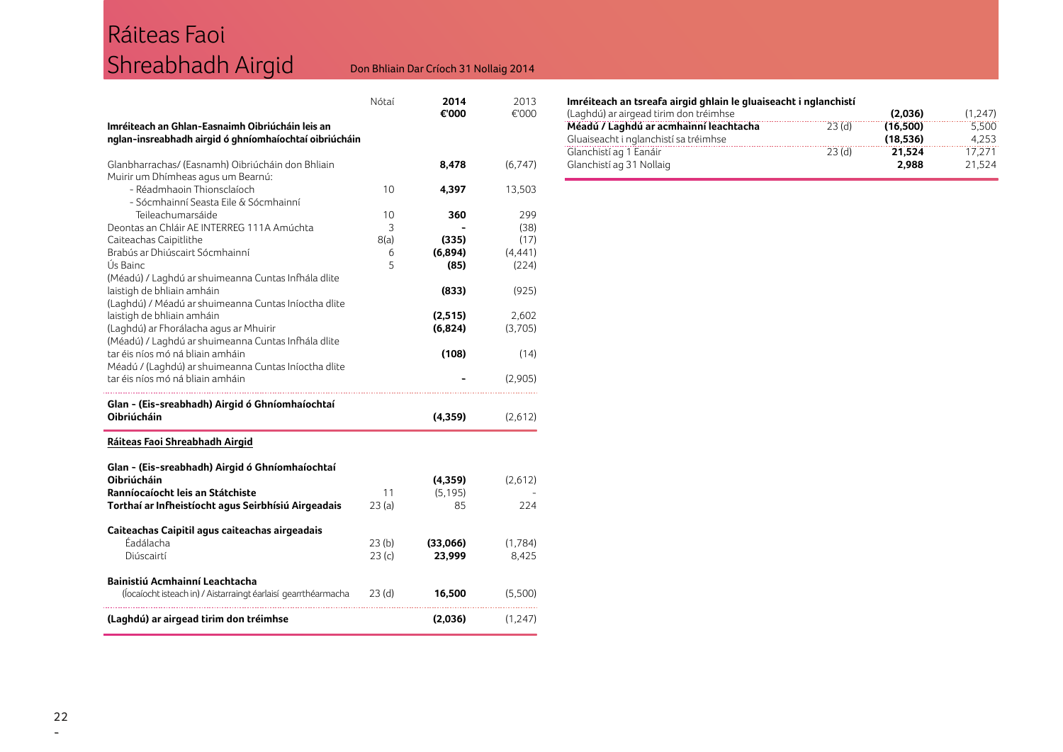# Ráiteas Faoi Shreabhadh Airgid

Don Bhliain Dar Críoch 31 Nollaig 2014

| | Nótaí | 2014 €'000 | 2013 €'000 |
|---|---|---|---|
| **Imréiteach an Ghlan-Easnaimh Oibriúcháin leis an nglan-insreabhadh airgid ó ghníomhaíochtaí oibriúcháin** | | | |
| Glanbharrachas/ (Easnamh) Oibriúcháin don Bhliain | | **8,478** | (6,747) |
| Muirir um Dhímheas agus um Bearnú: | | | |
| - Réadmhaoin Thionsclaíoch | 10 | **4,397** | 13,503 |
| - Sócmhainní Seasta Eile & Sócmhainní Teileachumarsáide | 10 | **360** | 299 |
| Deontas an Chláir AE INTERREG 111A Amúchta | 3 | **-** | (38) |
| Caiteachas Caipitlithe | 8(a) | **(335)** | (17) |
| Brabús ar Dhiúscairt Sócmhainní | 6 | **(6,894)** | (4,441) |
| Ús Bainc | 5 | **(85)** | (224) |
| (Méadú) / Laghdú ar shuimeanna Cuntas Infhála dlite laistigh de bhliain amháin | | **(833)** | (925) |
| (Laghdú) / Méadú ar shuimeanna Cuntas Iníoctha dlite laistigh de bhliain amháin | | **(2,515)** | 2,602 |
| (Laghdú) ar Fhorálacha agus ar Mhuirir | | **(6,824)** | (3,705) |
| (Méadú) / Laghdú ar shuimeanna Cuntas Infhála dlite tar éis níos mó ná bliain amháin | | **(108)** | (14) |
| Méadú / (Laghdú) ar shuimeanna Cuntas Iníoctha dlite tar éis níos mó ná bliain amháin | | **-** | (2,905) |
| **Glan - (Eis-sreabhadh) Airgid ó Ghníomhaíochtaí Oibriúcháin** | | **(4,359)** | (2,612) |

**Ráiteas Faoi Shreabhadh Airgid**

| | Nótaí | 2014 €'000 | 2013 €'000 |
|---|---|---|---|
| **Glan - (Eis-sreabhadh) Airgid ó Ghníomhaíochtaí Oibriúcháin** | | **(4,359)** | (2,612) |
| **Ranníocaíocht leis an Státchiste** | 11 | (5,195) | - |
| **Torthaí ar Infheistíocht agus Seirbhísiú Airgeadais** | 23 (a) | 85 | 224 |
| **Caiteachas Caipitil agus caiteachas airgeadais** | | | |
| Éadálacha | 23 (b) | **(33,066)** | (1,784) |
| Diúscairtí | 23 (c) | **23,999** | 8,425 |
| **Bainistiú Acmhainní Leachtacha** | | | |
| (Íocaíocht isteach in) / Aistarraingt éarlaisí gearrthéarmacha | 23 (d) | **16,500** | (5,500) |
| **(Laghdú) ar airgead tirim don tréimhse** | | **(2,036)** | (1,247) |

**Imréiteach an tsreafa airgid ghlain le gluaiseacht i nglanchistí**

| | Nótaí | 2014 €'000 | 2013 €'000 |
|---|---|---|---|
| (Laghdú) ar airgead tirim don tréimhse | | **(2,036)** | (1,247) |
| **Méadú / Laghdú ar acmhainní leachtacha** | 23 (d) | **(16,500)** | 5,500 |
| Gluaiseacht i nglanchistí sa tréimhse | | **(18,536)** | 4,253 |
| Glanchistí ag 1 Eanáir | 23 (d) | **21,524** | 17,271 |
| Glanchistí ag 31 Nollaig | | **2,988** | 21,524 |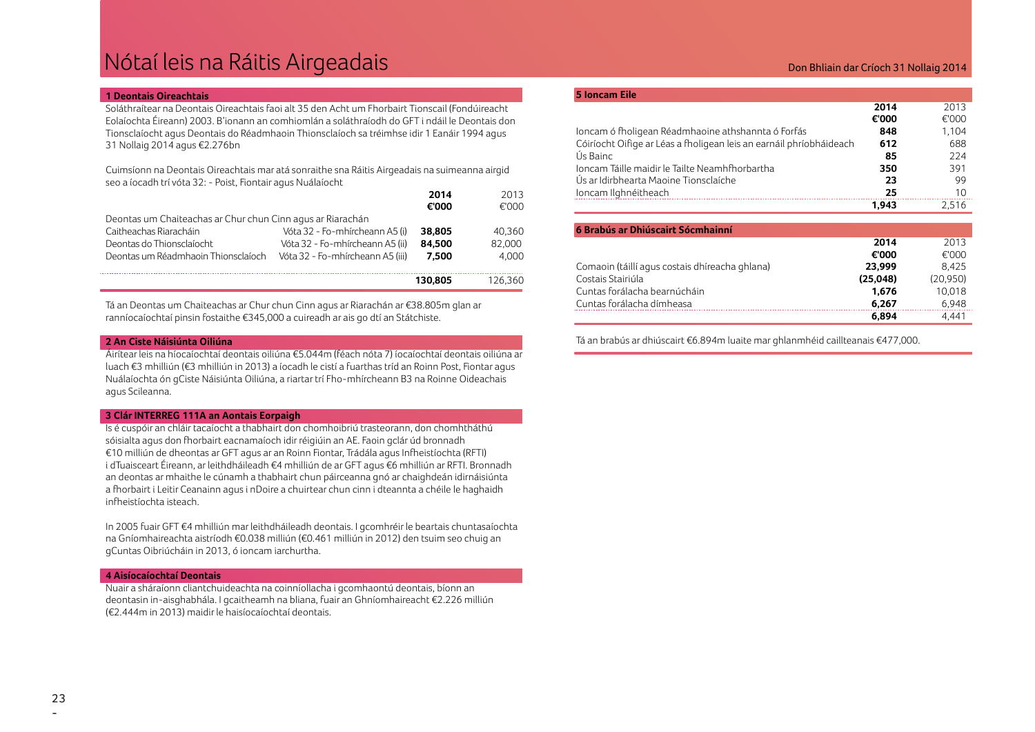# Nótaí leis na Ráitis Airgeadais

Don Bhliain dar Críoch 31 Nollaig 2014

## 1 Deontais Oireachtais

Soláthraítear na Deontais Oireachtais faoi alt 35 den Acht um Fhorbairt Tionscail (Fondúireacht Eolaíochta Éireann) 2003. B'ionann an comhiomlán a soláthraíodh do GFT i ndáil le Deontais don Tionsclaíocht agus Deontais do Réadmhaoin Thionsclaíoch sa tréimhse idir 1 Eanáir 1994 agus 31 Nollaig 2014 agus €2.276bn

Cuimsíonn na Deontais Oireachtais mar atá sonraithe sna Ráitis Airgeadais na suimeanna airgid seo a íocadh trí vóta 32: - Poist, Fiontair agus Nuálaíocht

| | | 2014 €'000 | 2013 €'000 |
|---|---|---|---|
| Deontas um Chaiteachas ar Chur chun Cinn agus ar Riarachán | | | |
| Caitheachas Riaracháin | Vóta 32 - Fo-mhírcheann A5 (i) | **38,805** | 40,360 |
| Deontas do Thionsclaíocht | Vóta 32 - Fo-mhírcheann A5 (ii) | **84,500** | 82,000 |
| Deontas um Réadmhaoin Thionsclaíoch | Vóta 32 - Fo-mhírcheann A5 (iii) | **7,500** | 4,000 |
| | | **130,805** | 126,360 |

Tá an Deontas um Chaiteachas ar Chur chun Cinn agus ar Riarachán ar €38.805m glan ar ranníocaíochtaí pinsin fostaithe €345,000 a cuireadh ar ais go dtí an Státchiste.

## 2 An Ciste Náisiúnta Oiliúna

Airítear leis na híocaíochtaí deontais oiliúna €5.044m (féach nóta 7) íocaíochtaí deontais oiliúna ar luach €3 mhilliún (€3 mhilliún in 2013) a íocadh le cistí a fuarthas tríd an Roinn Post, Fiontar agus Nuálaíochta ón gCiste Náisiúnta Oiliúna, a riartar trí Fho-mhírcheann B3 na Roinne Oideachais agus Scileanna.

## 3 Clár INTERREG 111A an Aontais Eorpaigh

Is é cuspóir an chláir tacaíocht a thabhairt don chomhoibriú trasteorann, don chomhtháthú sóisialta agus don fhorbairt eacnamaíoch idir réigiúin an AE. Faoin gclár úd bronnadh €10 milliún de dheontas ar GFT agus ar an Roinn Fiontar, Trádála agus Infheistíochta (RFTI) i dTuaisceart Éireann, ar leithdháileadh €4 mhilliún de ar GFT agus €6 mhilliún ar RFTI. Bronnadh an deontas ar mhaithe le cúnamh a thabhairt chun páirceanna gnó ar chaighdeán idirnáisiúnta a fhorbairt i Leitir Ceanainn agus i nDoire a chuirtear chun cinn i dteannta a chéile le haghaidh infheistíochta isteach.

In 2005 fuair GFT €4 mhilliún mar leithdháileadh deontais. I gcomhréir le beartais chuntasaíochta na Gníomhaireachta aistríodh €0.038 milliún (€0.461 milliún in 2012) den tsuim seo chuig an gCuntas Oibriúcháin in 2013, ó ioncam iarchurtha.

## 4 Aisíocaíochtaí Deontais

Nuair a sháraíonn cliantchuideachta na coinníollacha i gcomhaontú deontais, bíonn an deontasin in-aisghabhála. I gcaitheamh na bliana, fuair an Ghníomhaireacht €2.226 milliún (€2.444m in 2013) maidir le haisíocaíochtaí deontais.

## 5 Ioncam Eile

| | 2014 €'000 | 2013 €'000 |
|---|---|---|
| Ioncam ó fholigean Réadmhaoine athshannta ó Forfás | **848** | 1,104 |
| Cóiríocht Oifige ar Léas a fholigean leis an earnáil phríobháideach | **612** | 688 |
| Ús Bainc | **85** | 224 |
| Ioncam Táille maidir le Tailte Neamhfhorbartha | **350** | 391 |
| Ús ar Idirbhearta Maoine Tionsclaíche | **23** | 99 |
| Ioncam Ilghnéitheach | **25** | 10 |
| | **1,943** | 2,516 |

## 6 Brabús ar Dhiúscairt Sócmhainní

| | 2014 €'000 | 2013 €'000 |
|---|---|---|
| Comaoin (táillí agus costais dhíreacha ghlana) | **23,999** | 8,425 |
| Costais Stairiúla | **(25,048)** | (20,950) |
| Cuntas forálacha bearnúcháin | **1,676** | 10,018 |
| Cuntas forálacha dímheasa | **6,267** | 6,948 |
| | **6,894** | 4,441 |

Tá an brabús ar dhiúscairt €6.894m luaite mar ghlanmhéid caillteanais €477,000.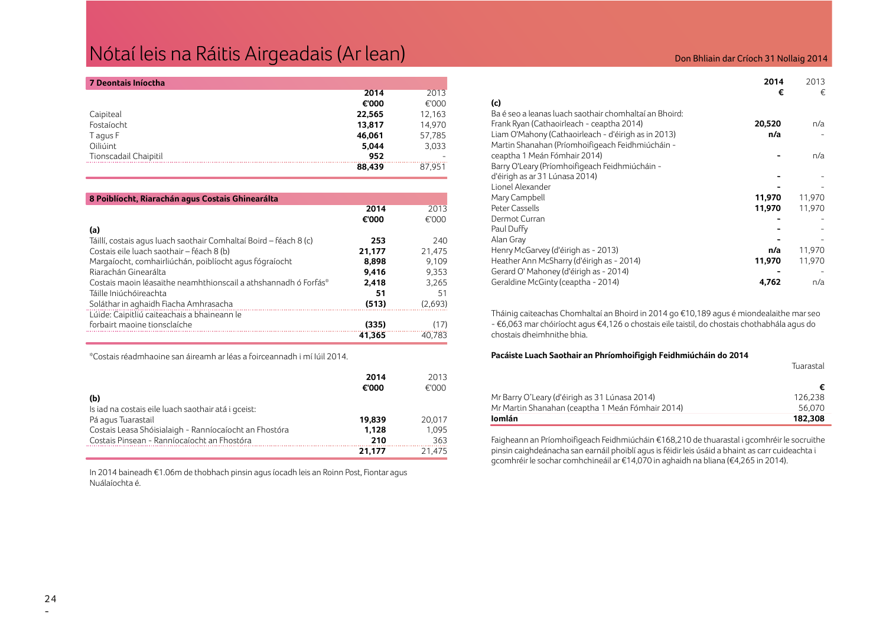# Nótaí leis na Ráitis Airgeadais (Ar lean)

Don Bhliain dar Críoch 31 Nollaig 2014

## 7 Deontais Iníoctha

| | 2014 | 2013 |
|---|---|---|
| | €'000 | €'000 |
| Caipiteal | 22,565 | 12,163 |
| Fostaíocht | 13,817 | 14,970 |
| T agus F | 46,061 | 57,785 |
| Oiliúint | 5,044 | 3,033 |
| Tionscadail Chaipitil | 952 | - |
| | **88,439** | 87,951 |

## 8 Poiblíocht, Riarachán agus Costais Ghinearálta

| | 2014 | 2013 |
|---|---|---|
| | €'000 | €'000 |
| **(a)** | | |
| Táillí, costais agus luach saothair Comhaltaí Boird – féach 8 (c) | 253 | 240 |
| Costais eile luach saothair – féach 8 (b) | 21,177 | 21,475 |
| Margaíocht, comhairliúchán, poiblíocht agus fógraíocht | 8,898 | 9,109 |
| Riarachán Ginearálta | 9,416 | 9,353 |
| Costais maoin léasaithe neamhthionscail a athshannadh ó Forfás* | 2,418 | 3,265 |
| Táille Iniúchóireachta | 51 | 51 |
| Soláthar in aghaidh Fiacha Amhrasacha | (513) | (2,693) |
| Lúide: Caipitliú caiteachais a bhaineann le forbairt maoine tionsclaíche | (335) | (17) |
| | **41,365** | 40,783 |

*Costais réadmhaoine san áireamh ar léas a foirceannadh i mí Iúil 2014.

| | 2014 | 2013 |
|---|---|---|
| | €'000 | €'000 |
| **(b)** | | |
| Is iad na costais eile luach saothair atá i gceist: | | |
| Pá agus Tuarastail | 19,839 | 20,017 |
| Costais Leasa Shóisialaigh - Ranníocaíocht an Fhostóra | 1,128 | 1,095 |
| Costais Pinsean - Ranníocaíocht an Fhostóra | 210 | 363 |
| | **21,177** | 21,475 |

In 2014 baineadh €1.06m de thobhach pinsin agus íocadh leis an Roinn Post, Fiontar agus Nuálaíochta é.

| | 2014 | 2013 |
|---|---|---|
| | € | € |
| **(c)** | | |
| Ba é seo a leanas luach saothair chomhaltaí an Bhoird: | | |
| Frank Ryan (Cathaoirleach - ceaptha 2014) | 20,520 | n/a |
| Liam O'Mahony (Cathaoirleach - d'éirigh as in 2013) | n/a | - |
| Martin Shanahan (Príomhoifigeach Feidhmiúcháin - ceaptha 1 Meán Fómhair 2014) | - | n/a |
| Barry O'Leary (Príomhoifigeach Feidhmiúcháin - d'éirigh as ar 31 Lúnasa 2014) | - | - |
| Lionel Alexander | - | - |
| Mary Campbell | 11,970 | 11,970 |
| Peter Cassells | 11,970 | 11,970 |
| Dermot Curran | - | - |
| Paul Duffy | - | - |
| Alan Gray | - | - |
| Henry McGarvey (d'éirigh as - 2013) | n/a | 11,970 |
| Heather Ann McSharry (d'éirigh as - 2014) | 11,970 | 11,970 |
| Gerard O' Mahoney (d'éirigh as - 2014) | - | - |
| Geraldine McGinty (ceaptha - 2014) | 4,762 | n/a |

Tháinig caiteachas Chomhaltaí an Bhoird in 2014 go €10,189 agus é miondealaithe mar seo - €6,063 mar chóiríocht agus €4,126 o chostais eile taistil, do chostais chothabhála agus do chostais dheimhnithe bhia.

**Pacáiste Luach Saothair an Phríomhoifigigh Feidhmiúcháin do 2014**

| | Tuarastal |
|---|---|
| | € |
| Mr Barry O'Leary (d'éirigh as 31 Lúnasa 2014) | 126,238 |
| Mr Martin Shanahan (ceaptha 1 Meán Fómhair 2014) | 56,070 |
| **Iomlán** | **182,308** |

Faigheann an Príomhoifigeach Feidhmiúcháin €168,210 de thuarastal i gcomhréir le socruithe pinsin caighdeánacha san earnáil phoiblí agus is féidir leis úsáid a bhaint as carr cuideachta i gcomhréir le sochar comhchineáil ar €14,070 in aghaidh na bliana (€4,265 in 2014).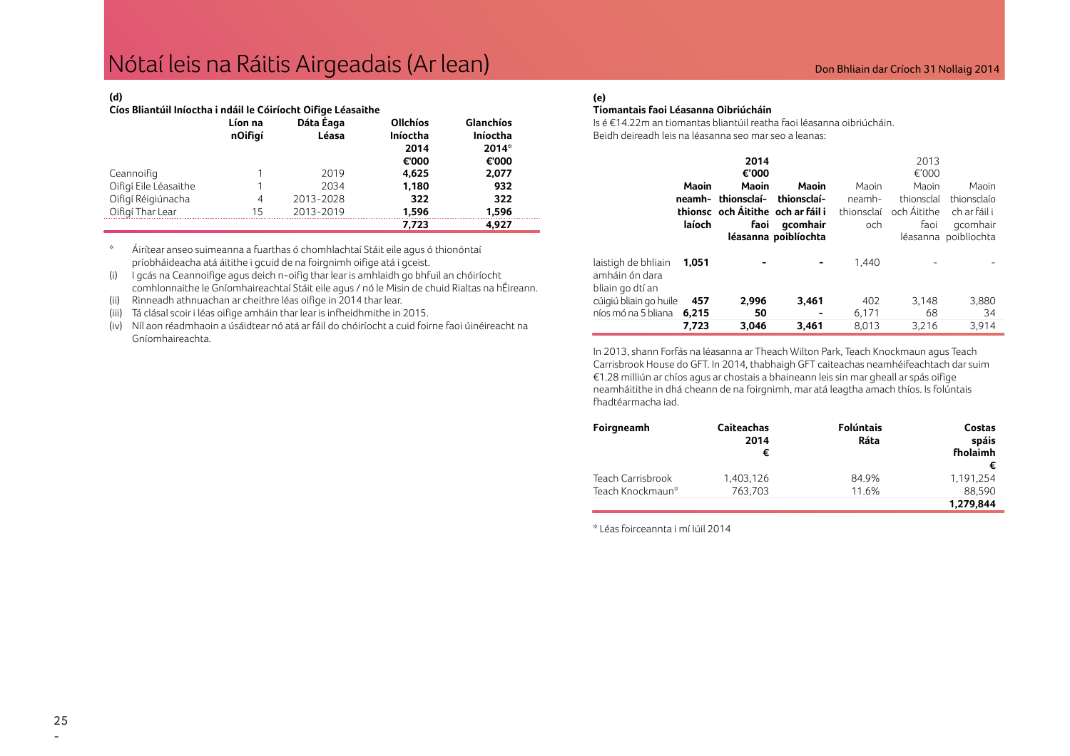# Nótaí leis na Ráitis Airgeadais (Ar lean)

**(d)**

**Cíos Bliantúil Iníoctha i ndáil le Cóiríocht Oifige Léasaithe**

| | Líon na nOifigí | Dáta Éaga Léasa | Ollchíos Iníoctha 2014 €'000 | Glanchíos Iníoctha 2014* €'000 |
|---|---|---|---|---|
| Ceannoifig | 1 | 2019 | **4,625** | **2,077** |
| Oifigí Eile Léasaithe | 1 | 2034 | **1,180** | **932** |
| Oifigí Réigiúnacha | 4 | 2013-2028 | **322** | **322** |
| Oifigí Thar Lear | 15 | 2013-2019 | **1,596** | **1,596** |
| | | | **7,723** | **4,927** |

\* Áirítear anseo suimeanna a fuarthas ó chomhlachtaí Stáit eile agus ó thionóntaí príobháideacha atá áitithe i gcuid de na foirgnimh oifige atá i gceist.

(i) I gcás na Ceannoifige agus deich n-oifig thar lear is amhlaidh go bhfuil an chóiríocht comhlonnaithe le Gníomhaireachtaí Stáit eile agus / nó le Misin de chuid Rialtas na hÉireann.

(ii) Rinneadh athnuachan ar cheithre léas oifige in 2014 thar lear.

(iii) Tá clásal scoir i léas oifige amháin thar lear is infheidhmithe in 2015.

(iv) Níl aon réadmhaoin a úsáidtear nó atá ar fáil do chóiríocht a cuid foirne faoi úinéireacht na Gníomhaireachta.

**(e)**

**Tiomantais faoi Léasanna Oibriúcháin**

Is é €14.22m an tiomantas bliantúil reatha faoi léasanna oibriúcháin.
Beidh deireadh leis na léasanna seo mar seo a leanas:

| | 2014 €'000 Maoin neamh-thionsclaíoch | 2014 €'000 Maoin thionsclaíoch Áitithe faoi léasanna | 2014 €'000 Maoin thionsclaíoch ar fáil i gcomhair poiblíochta | 2013 €'000 Maoin neamh-thionsclaíoch | 2013 €'000 Maoin thionsclaíoch Áitithe faoi léasanna | 2013 €'000 Maoin thionsclaíoch ar fáil i gcomhair poiblíochta |
|---|---|---|---|---|---|---|
| laistigh de bhliain amháin ón dara bliain go dtí an | **1,051** | **-** | **-** | 1,440 | - | - |
| cúigiú bliain go huile | **457** | **2,996** | **3,461** | 402 | 3,148 | 3,880 |
| níos mó na 5 bliana | **6,215** | **50** | **-** | 6,171 | 68 | 34 |
| | **7,723** | **3,046** | **3,461** | 8,013 | 3,216 | 3,914 |

In 2013, shann Forfás na léasanna ar Theach Wilton Park, Teach Knockmaun agus Teach Carrisbrook House do GFT. In 2014, thabhaigh GFT caiteachas neamhéifeachtach dar suim €1.28 milliún ar chíos agus ar chostais a bhaineann leis sin mar gheall ar spás oifige neamháitithe in dhá cheann de na foirgnimh, mar atá leagtha amach thíos. Is folúntais fhadtéarmacha iad.

| Foirgneamh | Caiteachas 2014 € | Folúntais Ráta | Costas spáis fholaimh € |
|---|---|---|---|
| Teach Carrisbrook | 1,403,126 | 84.9% | 1,191,254 |
| Teach Knockmaun* | 763,703 | 11.6% | 88,590 |
| | | | **1,279,844** |

\* Léas foirceannta i mí Iúil 2014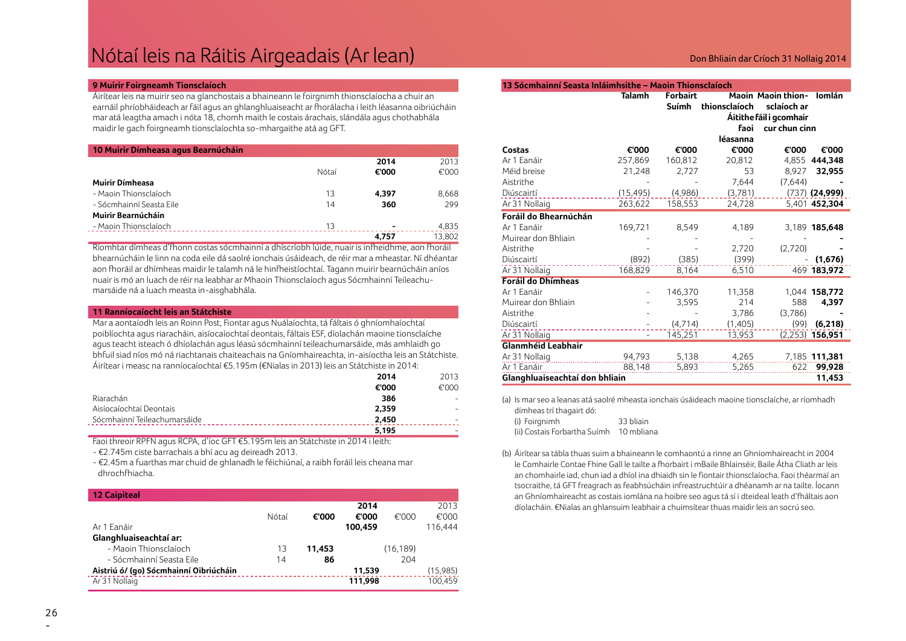# Nótaí leis na Ráitis Airgeadais (Ar lean)

## 9 Muirir Foirgneamh Tionsclaíoch

Áirítear leis na muirir seo na glanchostais a bhaineann le foirgnimh thionsclaíocha a chuir an earnáil phríobháideach ar fáil agus an ghlanghluaiseacht ar fhorálacha i leith léasanna oibriúcháin mar atá leagtha amach i nóta 18, chomh maith le costais árachais, slándála agus chothabhála maidir le gach foirgneamh tionsclaíochta so-mhargaithe atá ag GFT.

## 10 Muirir Dímheasa agus Bearnúcháin

| | Nótaí | 2014 €'000 | 2013 €'000 |
|---|---|---|---|
| **Muirir Dímheasa** | | | |
| - Maoin Thionsclaíoch | 13 | **4,397** | 8,668 |
| - Sócmhainní Seasta Eile | 14 | **360** | 299 |
| **Muirir Bearnúcháin** | | | |
| - Maoin Thionsclaíoch | 13 | **-** | 4,835 |
| | | **4,757** | 13,802 |

Ríomhtar dímheas d'fhonn costas sócmhainní a dhíscríobh lúide, nuair is infheidhme, aon fhoráil bhearnúcháin le linn na coda eile dá saolré ionchais úsáideach, de réir mar a mheastar. Ní dhéantar aon fhoráil ar dhímheas maidir le talamh ná le hinfheistíochtaí. Tagann muirir bearnúcháin aníos nuair is mó an luach de réir na leabhar ar Mhaoin Thionsclaíoch agus Sócmhainní Teileachumarsáide ná a luach measta in-aisghabhála.

## 11 Ranníocaíocht leis an Státchiste

Mar a aontaíodh leis an Roinn Post, Fiontar agus Nuálaíochta, tá fáltais ó ghníomhaíochtaí poiblíochta agus riaracháin, aisíocaíochtaí deontais, fáltais ESF, díolachán maoine tionsclaíche agus teacht isteach ó dhíolachán agus léasú sócmhainní teileachumarsáide, más amhlaidh go bhfuil siad níos mó ná riachtanais chaiteachais na Gníomhaireachta, in-aisíoctha leis an Státchiste. Áirítear i measc na ranníocaíochtaí €5.195m (€Nialas in 2013) leis an Státchiste in 2014:

| | 2014 €'000 | 2013 €'000 |
|---|---|---|
| Riarachán | **386** | - |
| Aisíocaíochtaí Deontais | **2,359** | - |
| Sócmhainní Teileachumarsáide | **2,450** | - |
| | **5,195** | - |

Faoi threoir RPFN agus RCPA, d'íoc GFT €5.195m leis an Státchiste in 2014 i leith:

- €2.745m ciste barrachais a bhí acu ag deireadh 2013.
- €2.45m a fuarthas mar chuid de ghlanadh le féichiúnaí, a raibh foráil leis cheana mar dhrochfhiacha.

## 12 Caipiteal

| | Nótaí | €'000 | 2014 €'000 | €'000 | 2013 €'000 |
|---|---|---|---|---|---|
| Ar 1 Eanáir | | | **100,459** | | 116,444 |
| **Glanghluaiseachtaí ar:** | | | | | |
| - Maoin Thionsclaíoch | 13 | **11,453** | | (16,189) | |
| - Sócmhainní Seasta Eile | 14 | **86** | | 204 | |
| **Aistriú ó/ (go) Sócmhainní Oibriúcháin** | | | **11,539** | | (15,985) |
| Ar 31 Nollaig | | | **111,998** | | 100,459 |

## 13 Sócmhainní Seasta Inláimhsithe – Maoin Thionsclaíoch

| | Talamh | Forbairt Suímh | Maoin thionsclaíoch Áitithe faoi léasanna | Maoin thionsclaíoch ar fáil i gcomhair cur chun cinn | Iomlán |
|---|---|---|---|---|---|
| **Costas** | **€'000** | **€'000** | **€'000** | **€'000** | **€'000** |
| Ar 1 Eanáir | 257,869 | 160,812 | 20,812 | 4,855 | **444,348** |
| Méid breise | 21,248 | 2,727 | 53 | 8,927 | **32,955** |
| Aistrithe | - | - | 7,644 | (7,644) | **-** |
| Diúscairtí | (15,495) | (4,986) | (3,781) | (737) | **(24,999)** |
| Ar 31 Nollaig | 263,622 | 158,553 | 24,728 | 5,401 | **452,304** |
| **Foráil do Bhearnúchán** | | | | | |
| Ar 1 Eanáir | 169,721 | 8,549 | 4,189 | 3,189 | **185,648** |
| Muirear don Bhliain | - | - | - | - | **-** |
| Aistrithe | - | - | 2,720 | (2,720) | **-** |
| Diúscairtí | (892) | (385) | (399) | - | **(1,676)** |
| Ar 31 Nollaig | 168,829 | 8,164 | 6,510 | 469 | **183,972** |
| **Foráil do Dhímheas** | | | | | |
| Ar 1 Eanáir | - | 146,370 | 11,358 | 1,044 | **158,772** |
| Muirear don Bhliain | - | 3,595 | 214 | 588 | **4,397** |
| Aistrithe | - | - | 3,786 | (3,786) | **-** |
| Diúscairtí | - | (4,714) | (1,405) | (99) | **(6,218)** |
| Ar 31 Nollaig | - | 145,251 | 13,953 | (2,253) | **156,951** |
| **Glanmhéid Leabhair** | | | | | |
| Ar 31 Nollaig | 94,793 | 5,138 | 4,265 | 7,185 | **111,381** |
| Ar 1 Eanáir | 88,148 | 5,893 | 5,265 | 622 | **99,928** |
| **Glanghluaiseachtaí don bhliain** | | | | | **11,453** |

(a) Is mar seo a leanas atá saolré mheasta ionchais úsáideach maoine tionsclaíche, ar ríomhadh dímheas trí thagairt dó:

- (i) Foirgnimh — 33 bliain
- (ii) Costais Forbartha Suímh — 10 mbliana

(b) Áirítear sa tábla thuas suim a bhaineann le comhaontú a rinne an Ghníomhaireacht in 2004 le Comhairle Contae Fhine Gall le tailte a fhorbairt i mBaile Bhlainséir, Baile Átha Cliath ar leis an chomhairle iad, chun iad a dhíol ina dhiaidh sin le fiontair thionsclaíocha. Faoi théarmaí an tsocraithe, tá GFT freagrach as feabhsúcháin infreastruchtúir a dhéanamh ar na tailte. Íocann an Ghníomhaireacht as costais iomlána na hoibre seo agus tá sí i dteideal leath d'fháltais aon díolacháin. €Nialas an ghlansuim leabhair a chuimsítear thuas maidir leis an socrú seo.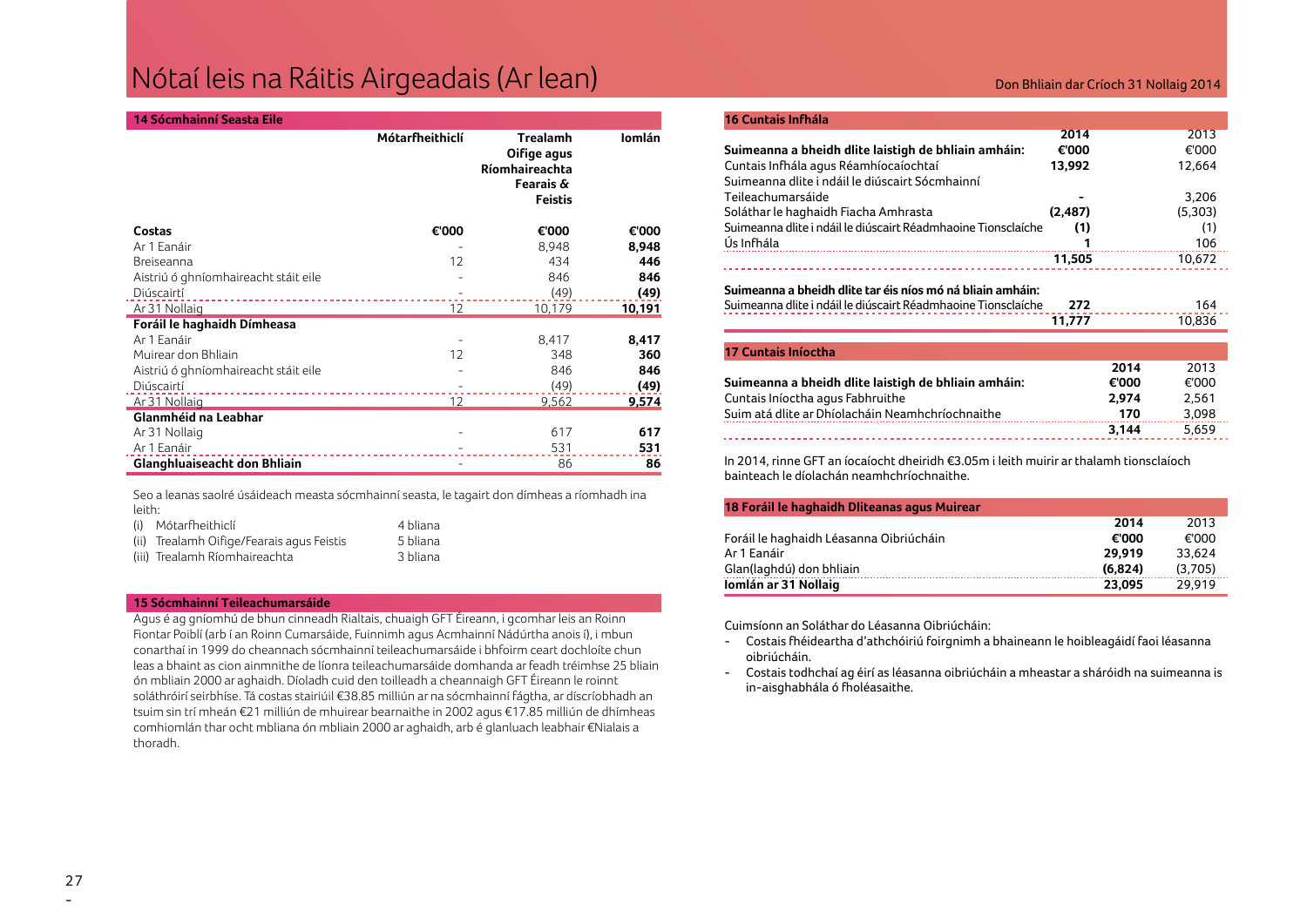# Nótaí leis na Ráitis Airgeadais (Ar lean)

## 14 Sócmhainní Seasta Eile

| | Mótarfheithiclí | Trealamh Oifige agus Ríomhaireachta Fearais & Feistis | Iomlán |
|---|---|---|---|
| **Costas** | **€'000** | **€'000** | **€'000** |
| Ar 1 Eanáir | - | 8,948 | **8,948** |
| Breiseanna | 12 | 434 | **446** |
| Aistriú ó ghníomhaireacht stáit eile | - | 846 | **846** |
| Diúscairtí | - | (49) | **(49)** |
| Ar 31 Nollaig | 12 | 10,179 | **10,191** |
| **Foráil le haghaidh Dímheasa** | | | |
| Ar 1 Eanáir | - | 8,417 | **8,417** |
| Muirear don Bhliain | 12 | 348 | **360** |
| Aistriú ó ghníomhaireacht stáit eile | - | 846 | **846** |
| Diúscairtí | - | (49) | **(49)** |
| Ar 31 Nollaig | 12 | 9,562 | **9,574** |
| **Glanmhéid na Leabhar** | | | |
| Ar 31 Nollaig | - | 617 | **617** |
| Ar 1 Eanáir | - | 531 | **531** |
| **Glanghluaiseacht don Bhliain** | - | 86 | **86** |

Seo a leanas saolré úsáideach measta sócmhainní seasta, le tagairt don dímheas a ríomhadh ina leith:

| | |
|---|---|
| (i) Mótarfheithiclí | 4 bliana |
| (ii) Trealamh Oifige/Fearais agus Feistis | 5 bliana |
| (iii) Trealamh Ríomhaireachta | 3 bliana |

## 15 Sócmhainní Teileachumarsáide

Agus é ag gníomhú de bhun cinneadh Rialtais, chuaigh GFT Éireann, i gcomhar leis an Roinn Fiontar Poiblí (arb í an Roinn Cumarsáide, Fuinnimh agus Acmhainní Nádúrtha anois í), i mbun conarthaí in 1999 do cheannach sócmhainní teileachumarsáide i bhfoirm ceart dochloíte chun leas a bhaint as cion ainmnithe de líonra teileachumarsáide domhanda ar feadh tréimhse 25 bliain ón mbliain 2000 ar aghaidh. Díoladh cuid den toilleadh a cheannaigh GFT Éireann le roinnt soláthróirí seirbhíse. Tá costas stairiúil €38.85 milliún ar na sócmhainní fágtha, ar díscríobhadh an tsuim sin trí mheán €21 milliún de mhuirear bearnaithe in 2002 agus €17.85 milliún de dhímheas comhiomlán thar ocht mbliana ón mbliain 2000 ar aghaidh, arb é glanluach leabhair €Nialais a thoradh.

## 16 Cuntais Infhála

| | 2014 | 2013 |
|---|---|---|
| **Suimeanna a bheidh dlite laistigh de bhliain amháin:** | **€'000** | €'000 |
| Cuntais Infhála agus Réamhíocaíochtaí | **13,992** | 12,664 |
| Suimeanna dlite i ndáil le diúscairt Sócmhainní Teileachumarsáide | **-** | 3,206 |
| Soláthar le haghaidh Fiacha Amhrasta | **(2,487)** | (5,303) |
| Suimeanna dlite i ndáil le diúscairt Réadmhaoine Tionsclaíche | **(1)** | (1) |
| Ús Infhála | **1** | 106 |
| | **11,505** | 10,672 |
| **Suimeanna a bheidh dlite tar éis níos mó ná bliain amháin:** | | |
| Suimeanna dlite i ndáil le diúscairt Réadmhaoine Tionsclaíche | **272** | 164 |
| | **11,777** | 10,836 |

## 17 Cuntais Iníoctha

| | 2014 | 2013 |
|---|---|---|
| **Suimeanna a bheidh dlite laistigh de bhliain amháin:** | **€'000** | €'000 |
| Cuntais Iníoctha agus Fabhruithe | **2,974** | 2,561 |
| Suim atá dlite ar Dhíolacháin Neamhchríochnaithe | **170** | 3,098 |
| | **3,144** | 5,659 |

In 2014, rinne GFT an íocaíocht dheiridh €3.05m i leith muirir ar thalamh tionsclaíoch bainteach le díolachán neamhchríochnaithe.

## 18 Foráil le haghaidh Dliteanas agus Muirear

| | 2014 | 2013 |
|---|---|---|
| Foráil le haghaidh Léasanna Oibriúcháin | **€'000** | €'000 |
| Ar 1 Eanáir | **29,919** | 33,624 |
| Glan(laghdú) don bhliain | **(6,824)** | (3,705) |
| **Iomlán ar 31 Nollaig** | **23,095** | 29,919 |

Cuimsíonn an Soláthar do Léasanna Oibriúcháin:

- Costais fhéideartha d'athchóiriú foirgnimh a bhaineann le hoibleagáidí faoi léasanna oibriúcháin.
- Costais todhchaí ag éirí as léasanna oibriúcháin a mheastar a sháróidh na suimeanna is in-aisghabhála ó fholéasaithe.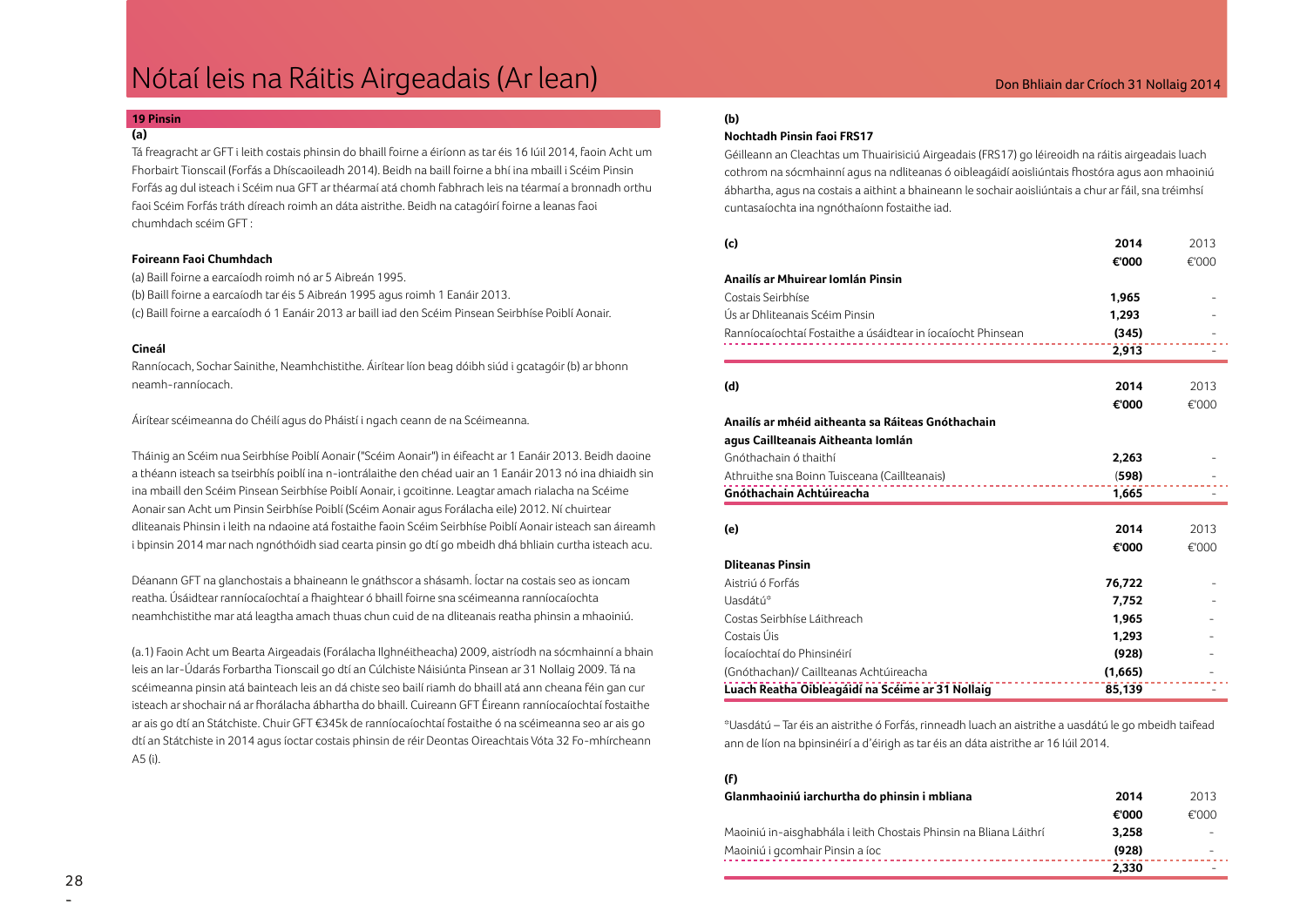# Nótaí leis na Ráitis Airgeadais (Ar lean)

### 19 Pinsin

**(a)**

Tá freagracht ar GFT i leith costais phinsin do bhaill foirne a éiríonn as tar éis 16 Iúil 2014, faoin Acht um Fhorbairt Tionscail (Forfás a Dhíscaoileadh 2014). Beidh na baill foirne a bhí ina mbaill i Scéim Pinsin Forfás ag dul isteach i Scéim nua GFT ar théarmaí atá chomh fabhrach leis na téarmaí a bronnadh orthu faoi Scéim Forfás tráth díreach roimh an dáta aistrithe. Beidh na catagóirí foirne a leanas faoi chumhdach scéim GFT :

**Foireann Faoi Chumhdach**

(a) Baill foirne a earcaíodh roimh nó ar 5 Aibreán 1995.
(b) Baill foirne a earcaíodh tar éis 5 Aibreán 1995 agus roimh 1 Eanáir 2013.
(c) Baill foirne a earcaíodh ó 1 Eanáir 2013 ar baill iad den Scéim Pinsean Seirbhíse Poiblí Aonair.

**Cineál**

Ranníocach, Sochar Sainithe, Neamhchistithe. Áirítear líon beag dóibh siúd i gcatagóir (b) ar bhonn neamh-ranníocach.

Áirítear scéimeanna do Chéilí agus do Pháistí i ngach ceann de na Scéimeanna.

Tháinig an Scéim nua Seirbhíse Poiblí Aonair ("Scéim Aonair") in éifeacht ar 1 Eanáir 2013. Beidh daoine a théann isteach sa tseirbhís poiblí ina n-iontrálaithe den chéad uair an 1 Eanáir 2013 nó ina dhiaidh sin ina mbaill den Scéim Pinsean Seirbhíse Poiblí Aonair, i gcoitinne. Leagtar amach rialacha na Scéime Aonair san Acht um Pinsin Seirbhíse Poiblí (Scéim Aonair agus Forálacha eile) 2012. Ní chuirtear dliteanais Phinsin i leith na ndaoine atá fostaithe faoin Scéim Seirbhíse Poiblí Aonair isteach san áireamh i bpinsin 2014 mar nach ngnóthóidh siad cearta pinsin go dtí go mbeidh dhá bhliain curtha isteach acu.

Déanann GFT na glanchostais a bhaineann le gnáthscor a shásamh. Íoctar na costais seo as ioncam reatha. Úsáidtear ranníocaíochtaí a fhaightear ó bhaill foirne sna scéimeanna ranníocaíochta neamhchistithe mar atá leagtha amach thuas chun cuid de na dliteanais reatha phinsin a mhaoiniú.

(a.1) Faoin Acht um Bearta Airgeadais (Forálacha Ilghnéitheacha) 2009, aistríodh na sócmhainní a bhain leis an Iar-Údarás Forbartha Tionscail go dtí an Cúlchiste Náisiúnta Pinsean ar 31 Nollaig 2009. Tá na scéimeanna pinsin atá bainteach leis an dá chiste seo bailí riamh do bhaill atá ann cheana féin gan cur isteach ar shochair ná ar fhorálacha ábhartha do bhaill. Cuireann GFT Éireann ranníocaíochtaí fostaithe ar ais go dtí an Státchiste. Chuir GFT €345k de ranníocaíochtaí fostaithe ó na scéimeanna seo ar ais go dtí an Státchiste in 2014 agus íoctar costais phinsin de réir Deontas Oireachtais Vóta 32 Fo-mhírcheann A5 (i).

**(b)**

**Nochtadh Pinsin faoi FRS17**

Géilleann an Cleachtas um Thuairisciú Airgeadais (FRS17) go léireoidh na ráitis airgeadais luach cothrom na sócmhainní agus na ndliteanas ó oibleagáidí aoisliúntais fhostóra agus aon mhaoiniú ábhartha, agus na costais a aithint a bhaineann le sochair aoisliúntais a chur ar fáil, sna tréimhsí cuntasaíochta ina ngnóthaíonn fostaithe iad.

**(c)**

| **Anailís ar Mhuirear Iomlán Pinsin** | **2014 €'000** | 2013 €'000 |
|---|---|---|
| Costais Seirbhíse | **1,965** | - |
| Ús ar Dhliteanais Scéim Pinsin | **1,293** | - |
| Ranníocaíochtaí Fostaithe a úsáidtear in íocaíocht Phinsean | **(345)** | - |
| | **2,913** | - |

**(d)**

| **Anailís ar mhéid aitheanta sa Ráiteas Gnóthachain agus Caillteanais Aitheanta Iomlán** | **2014 €'000** | 2013 €'000 |
|---|---|---|
| Gnóthachain ó thaithí | **2,263** | - |
| Athruithe sna Boinn Tuisceana (Caillteanais) | **(598)** | - |
| **Gnóthachain Achtúireacha** | **1,665** | - |

**(e)**

| **Dliteanas Pinsin** | **2014 €'000** | 2013 €'000 |
|---|---|---|
| Aistriú ó Forfás | **76,722** | - |
| Uasdátú* | **7,752** | - |
| Costas Seirbhíse Láithreach | **1,965** | - |
| Costais Úis | **1,293** | - |
| Íocaíochtaí do Phinsinéirí | **(928)** | - |
| (Gnóthachan)/ Caillteanas Achtúireacha | **(1,665)** | - |
| **Luach Reatha Oibleagáidí na Scéime ar 31 Nollaig** | **85,139** | - |

*Uasdátú – Tar éis an aistrithe ó Forfás, rinneadh luach an aistrithe a uasdátú le go mbeidh taifead ann de líon na bpinsinéirí a d'éirigh as tar éis an dáta aistrithe ar 16 Iúil 2014.

**(f)**

| **Glanmhaoiniú iarchurtha do phinsin i mbliana** | **2014 €'000** | 2013 €'000 |
|---|---|---|
| Maoiniú in-aisghabhála i leith Chostais Phinsin na Bliana Láithrí | **3,258** | - |
| Maoiniú i gcomhair Pinsin a íoc | **(928)** | - |
| | **2,330** | - |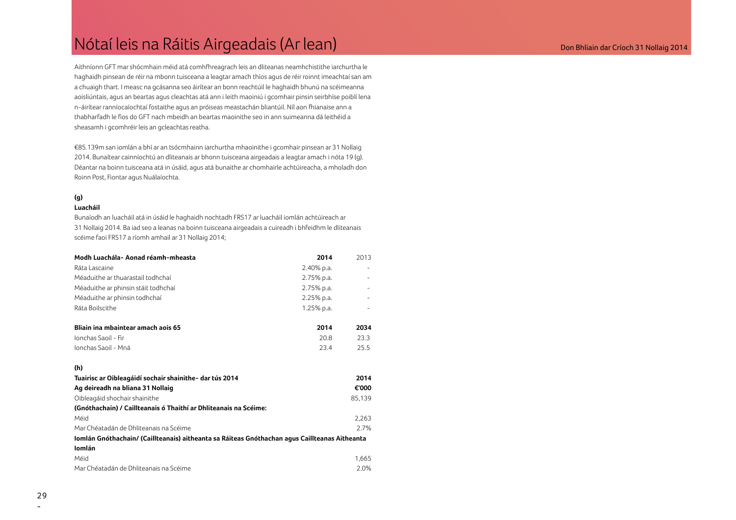# Nótaí leis na Ráitis Airgeadais (Ar lean)

Aithníonn GFT mar shócmhain méid atá comhfhreagrach leis an dliteanas neamhchistithe iarchurtha le haghaidh pinsean de réir na mbonn tuisceana a leagtar amach thíos agus de réir roinnt imeachtaí san am a chuaigh thart. I measc na gcásanna seo áirítear an bonn reachtúil le haghaidh bhunú na scéimeanna aoisliúntais, agus an beartas agus cleachtas atá ann i leith maoiniú i gcomhair pinsin seirbhíse poiblí lena n-áirítear ranníocaíochtaí fostaithe agus an próiseas meastachán bliantúil. Níl aon fhianaise ann a thabharfadh le fios do GFT nach mbeidh an beartas maoinithe seo in ann suimeanna dá leithéid a sheasamh i gcomhréir leis an gcleachtas reatha.

€85.139m san iomlán a bhí ar an tsócmhainn iarchurtha mhaoinithe i gcomhair pinsean ar 31 Nollaig 2014. Bunaítear cainníochtú an dliteanais ar bhonn tuisceana airgeadais a leagtar amach i nóta 19 (g). Déantar na boinn tuisceana atá in úsáid, agus atá bunaithe ar chomhairle achtúireacha, a mholadh don Roinn Post, Fiontar agus Nuálaíochta.

**(g)**

**Luacháil**

Bunaíodh an luacháil atá in úsáid le haghaidh nochtadh FRS17 ar luacháil iomlán achtúireach ar 31 Nollaig 2014. Ba iad seo a leanas na boinn tuisceana airgeadais a cuireadh i bhfeidhm le dliteanais scéime faoi FRS17 a ríomh amhail ar 31 Nollaig 2014;

| **Modh Luachála- Aonad réamh-mheasta** | **2014** | 2013 |
|---|---|---|
| Ráta Lascaine | 2.40% p.a. | - |
| Méaduithe ar thuarastail todhchaí | 2.75% p.a. | - |
| Méaduithe ar phinsin stáit todhchaí | 2.75% p.a. | - |
| Méaduithe ar phinsin todhchaí | 2.25% p.a. | - |
| Ráta Boilscithe | 1.25% p.a. | - |

| **Bliain ina mbaintear amach aois 65** | **2014** | **2034** |
|---|---|---|
| Ionchas Saoil - Fir | 20.8 | 23.3 |
| Ionchas Saoil - Mná | 23.4 | 25.5 |

**(h)**

| **Tuairisc ar Oibleagáidí sochair shainithe- dar tús 2014** | **2014** |
|---|---|
| **Ag deireadh na bliana 31 Nollaig** | **€'000** |
| Oibleagáid shochair shainithe | 85,139 |
| **(Gnóthachain) / Caillteanais ó Thaithí ar Dhliteanais na Scéime:** | |
| Méid | 2,263 |
| Mar Chéatadán de Dhliteanais na Scéime | 2.7% |
| **Iomlán Gnóthachain/ (Caillteanais) aitheanta sa Ráiteas Gnóthachan agus Caillteanas Aitheanta Iomlán** | |
| Méid | 1,665 |
| Mar Chéatadán de Dhliteanais na Scéime | 2.0% |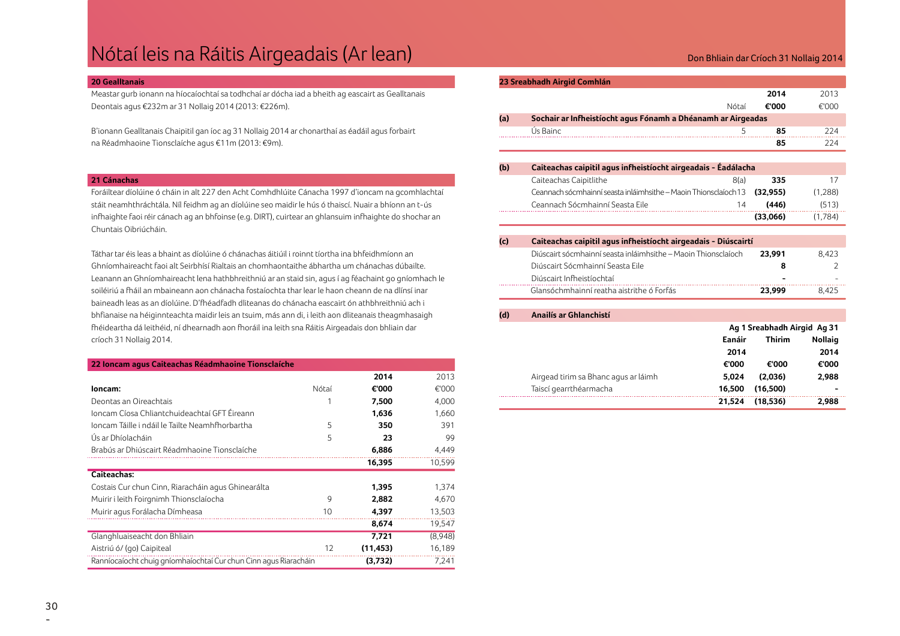# Nótaí leis na Ráitis Airgeadais (Ar lean)

Don Bhliain dar Críoch 31 Nollaig 2014

## 20 Gealltanais

Meastar gurb ionann na híocaíochtaí sa todhchaí ar dócha iad a bheith ag eascairt as Gealltanais Deontais agus €232m ar 31 Nollaig 2014 (2013: €226m).

B'ionann Gealltanais Chaipitil gan íoc ag 31 Nollaig 2014 ar chonarthaí as éadáil agus forbairt na Réadmhaoine Tionsclaíche agus €11m (2013: €9m).

## 21 Cánachas

Foráiltear díolúine ó cháin in alt 227 den Acht Comhdhlúite Cánacha 1997 d'ioncam na gcomhlachtaí stáit neamhthráchtála. Níl feidhm ag an díolúine seo maidir le hús ó thaiscí. Nuair a bhíonn an t-ús infhaighte faoi réir cánach ag an bhfoinse (e.g. DIRT), cuirtear an ghlansuim infhaighte do shochar an Chuntais Oibriúcháin.

Táthar tar éis leas a bhaint as díolúine ó chánachas áitiúil i roinnt tíortha ina bhfeidhmíonn an Ghníomhaireacht faoi alt Seirbhísí Rialtais an chomhaontaithe ábhartha um chánachas dúbailte. Leanann an Ghníomhaireacht lena hathbhreithniú ar an staid sin, agus í ag féachaint go gníomhach le soiléiriú a fháil an mbaineann aon chánacha fostaíochta thar lear le haon cheann de na dlínsí inar baineadh leas as an díolúine. D'fhéadfadh dliteanas do chánacha eascairt ón athbhreithniú ach i bhfianaise na héiginnteachta maidir leis an tsuim, más ann di, i leith aon dliteanais theagmhasaigh fhéideartha dá leithéid, ní dhearnadh aon fhoráil ina leith sna Ráitis Airgeadais don bhliain dar críoch 31 Nollaig 2014.

## 22 Ioncam agus Caiteachas Réadmhaoine Tionsclaíche

| | Nótaí | 2014 €'000 | 2013 €'000 |
|---|---|---|---|
| **Ioncam:** | | | |
| Deontas an Oireachtais | 1 | **7,500** | 4,000 |
| Ioncam Cíosa Chliantchuideachtaí GFT Éireann | | **1,636** | 1,660 |
| Ioncam Táille i ndáil le Tailte Neamhfhorbartha | 5 | **350** | 391 |
| Ús ar Dhíolacháin | 5 | **23** | 99 |
| Brabús ar Dhiúscairt Réadmhaoine Tionsclaíche | | **6,886** | 4,449 |
| | | **16,395** | 10,599 |
| **Caiteachas:** | | | |
| Costais Cur chun Cinn, Riaracháin agus Ghinearálta | | **1,395** | 1,374 |
| Muirir i leith Foirgnimh Thionsclaíocha | 9 | **2,882** | 4,670 |
| Muirir agus Forálacha Dímheasa | 10 | **4,397** | 13,503 |
| | | **8,674** | 19,547 |
| Glanghluaiseacht don Bhliain | | **7,721** | (8,948) |
| Aistriú ó/ (go) Caipiteal | 12 | **(11,453)** | 16,189 |
| Ranníocaíocht chuig gníomhaíochtaí Cur chun Cinn agus Riaracháin | | **(3,732)** | 7,241 |

## 23 Sreabhadh Airgid Comhlán

| | | Nótaí | 2014 €'000 | 2013 €'000 |
|---|---|---|---|---|
| **(a)** | **Sochair ar Infheistíocht agus Fónamh a Dhéanamh ar Airgeadas** | | | |
| | Ús Bainc | 5 | **85** | 224 |
| | | | **85** | 224 |
| **(b)** | **Caiteachas caipitil agus infheistíocht airgeadais - Éadálacha** | | | |
| | Caiteachas Caipitlithe | 8(a) | **335** | 17 |
| | Ceannach sócmhainní seasta inláimhsithe – Maoin Thionsclaíoch | 13 | **(32,955)** | (1,288) |
| | Ceannach Sócmhainní Seasta Eile | 14 | **(446)** | (513) |
| | | | **(33,066)** | (1,784) |
| **(c)** | **Caiteachas caipitil agus infheistíocht airgeadais - Diúscairtí** | | | |
| | Diúscairt sócmhainní seasta inláimhsithe – Maoin Thionsclaíoch | | **23,991** | 8,423 |
| | Diúscairt Sócmhainní Seasta Eile | | **8** | 2 |
| | Diúscairt Infheistíochtaí | | **-** | - |
| | Glansóchmhainní reatha aistrithe ó Forfás | | **23,999** | 8,425 |

**(d) Anailís ar Ghlanchistí**

| | Ag 1 Eanáir 2014 €'000 | Sreabhadh Airgid Thirim €'000 | Ag 31 Nollaig 2014 €'000 |
|---|---|---|---|
| Airgead tirim sa Bhanc agus ar láimh | **5,024** | **(2,036)** | **2,988** |
| Taiscí gearrthéarmacha | **16,500** | **(16,500)** | **-** |
| | **21,524** | **(18,536)** | **2,988** |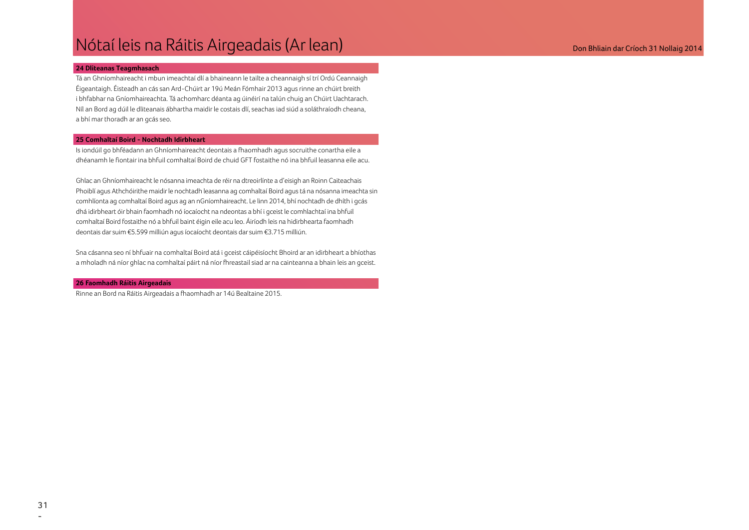# Nótaí leis na Ráitis Airgeadais (Ar lean)

Don Bhliain dar Críoch 31 Nollaig 2014

## 24 Dliteanas Teagmhasach

Tá an Ghníomhaireacht i mbun imeachtaí dlí a bhaineann le tailte a cheannaigh sí trí Ordú Ceannaigh Éigeantaigh. Éisteadh an cás san Ard-Chúirt ar 19ú Meán Fómhair 2013 agus rinne an chúirt breith i bhfabhar na Gníomhaireachta. Tá achomharc déanta ag úinéirí na talún chuig an Chúirt Uachtarach. Níl an Bord ag dúil le dliteanais ábhartha maidir le costais dlí, seachas iad siúd a soláthraíodh cheana, a bhí mar thoradh ar an gcás seo.

## 25 Comhaltaí Boird - Nochtadh Idirbheart

Is iondúil go bhféadann an Ghníomhaireacht deontais a fhaomhadh agus socruithe conartha eile a dhéanamh le fiontair ina bhfuil comhaltaí Boird de chuid GFT fostaithe nó ina bhfuil leasanna eile acu.

Ghlac an Ghníomhaireacht le nósanna imeachta de réir na dtreoirlínte a d'eisigh an Roinn Caiteachais Phoiblí agus Athchóirithe maidir le nochtadh leasanna ag comhaltaí Boird agus tá na nósanna imeachta sin comhlíonta ag comhaltaí Boird agus ag an nGníomhaireacht. Le linn 2014, bhí nochtadh de dhíth i gcás dhá idirbheart óir bhain faomhadh nó íocaíocht na ndeontas a bhí i gceist le comhlachtaí ina bhfuil comhaltaí Boird fostaithe nó a bhfuil baint éigin eile acu leo. Áiríodh leis na hidirbhearta faomhadh deontais dar suim €5.599 milliún agus íocaíocht deontais dar suim €3.715 milliún.

Sna cásanna seo ní bhfuair na comhaltaí Boird atá i gceist cáipéisíocht Bhoird ar an idirbheart a bhíothas a mholadh ná níor ghlac na comhaltaí páirt ná níor fhreastail siad ar na cainteanna a bhain leis an gceist.

## 26 Faomhadh Ráitis Airgeadais

Rinne an Bord na Ráitis Airgeadais a fhaomhadh ar 14ú Bealtaine 2015.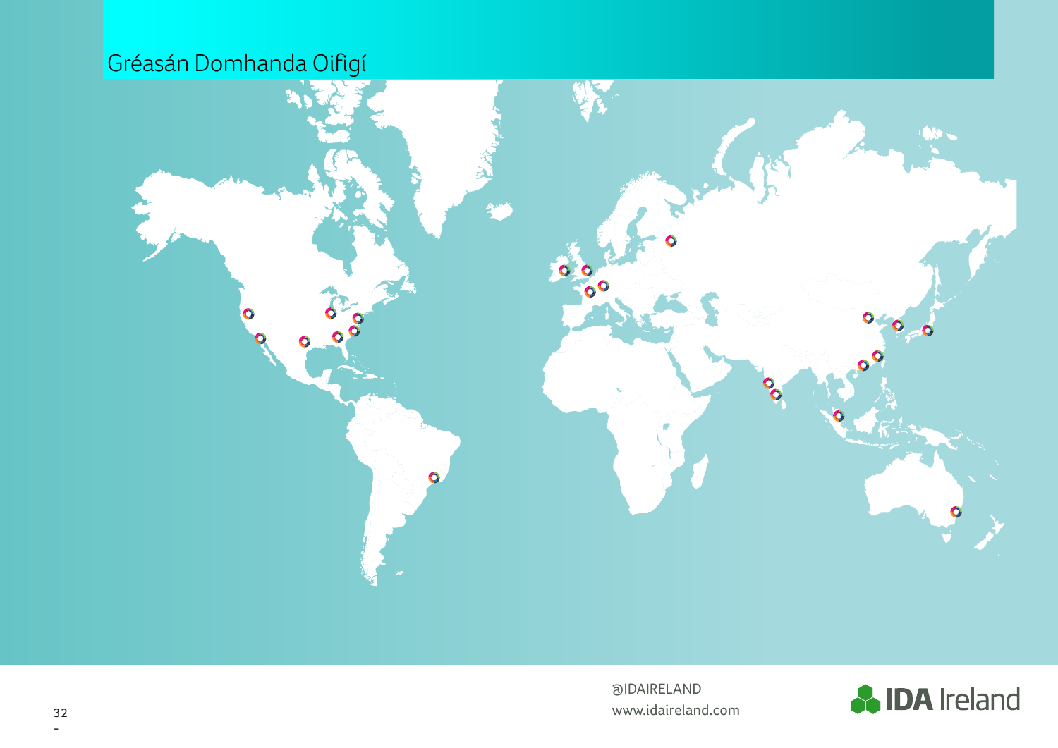# Gréasán Domhanda Oifigí

@IDAIRELAND
www.idaireland.com

IDA Ireland